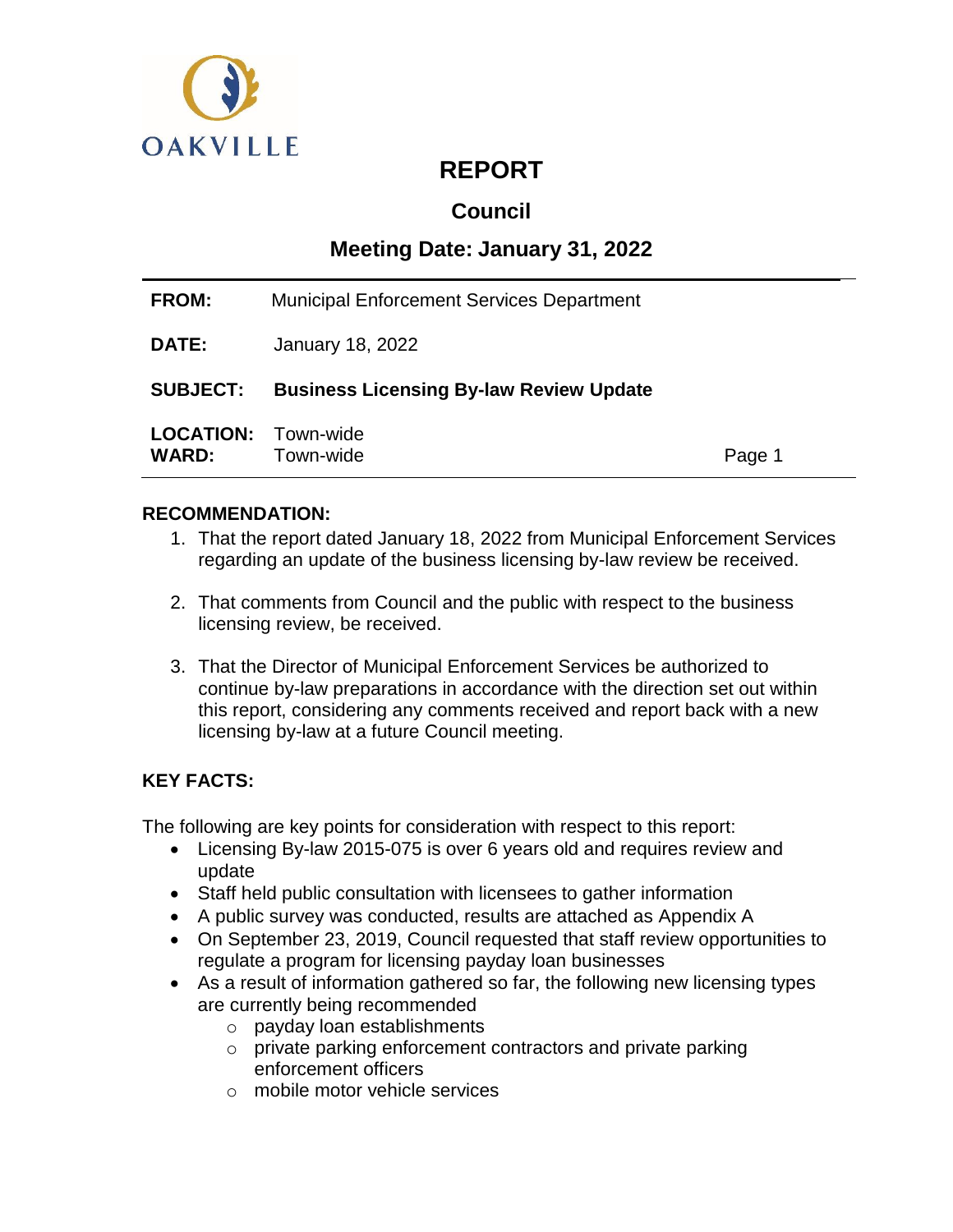OAKVILLE

# REPORT

## Council

## Meeting Date: January 31, 2022

| | |
|---|---|
| **FROM:** | Municipal Enforcement Services Department |
| **DATE:** | January 18, 2022 |
| **SUBJECT:** | **Business Licensing By-law Review Update** |
| **LOCATION:** | Town-wide |
| **WARD:** | Town-wide |

### RECOMMENDATION:

1. That the report dated January 18, 2022 from Municipal Enforcement Services regarding an update of the business licensing by-law review be received.

2. That comments from Council and the public with respect to the business licensing review, be received.

3. That the Director of Municipal Enforcement Services be authorized to continue by-law preparations in accordance with the direction set out within this report, considering any comments received and report back with a new licensing by-law at a future Council meeting.

### KEY FACTS:

The following are key points for consideration with respect to this report:

- Licensing By-law 2015-075 is over 6 years old and requires review and update
- Staff held public consultation with licensees to gather information
- A public survey was conducted, results are attached as Appendix A
- On September 23, 2019, Council requested that staff review opportunities to regulate a program for licensing payday loan businesses
- As a result of information gathered so far, the following new licensing types are currently being recommended
  - payday loan establishments
  - private parking enforcement contractors and private parking enforcement officers
  - mobile motor vehicle services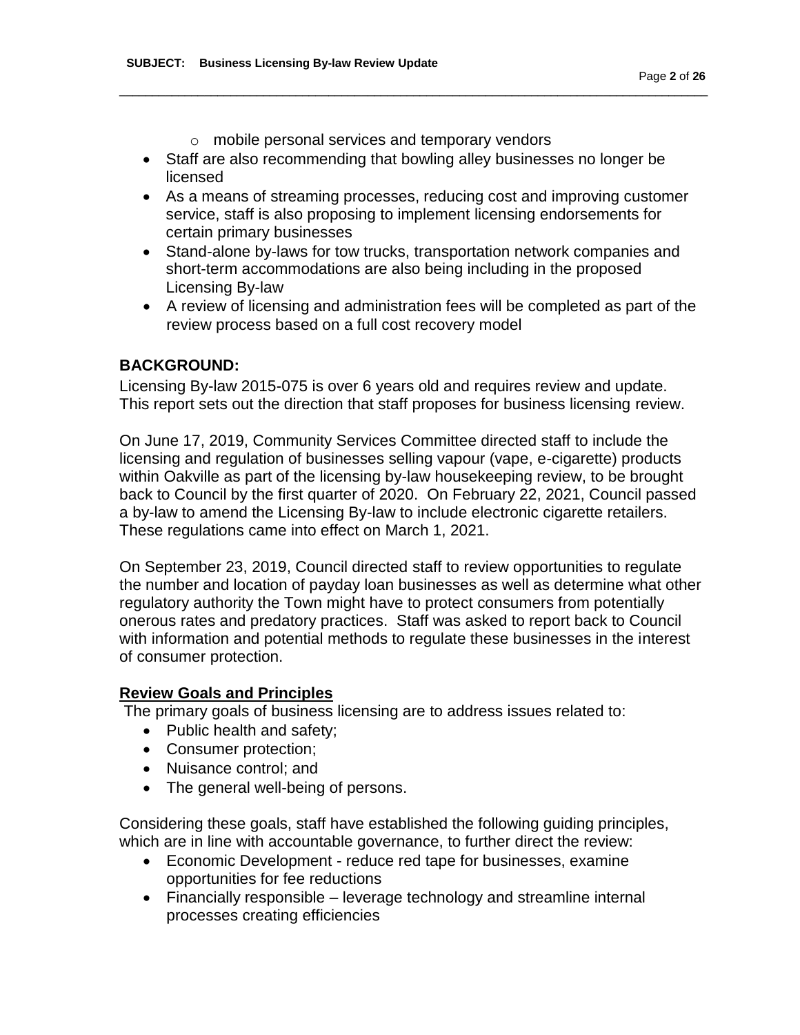- mobile personal services and temporary vendors
- Staff are also recommending that bowling alley businesses no longer be licensed
- As a means of streaming processes, reducing cost and improving customer service, staff is also proposing to implement licensing endorsements for certain primary businesses
- Stand-alone by-laws for tow trucks, transportation network companies and short-term accommodations are also being including in the proposed Licensing By-law
- A review of licensing and administration fees will be completed as part of the review process based on a full cost recovery model

## BACKGROUND:

Licensing By-law 2015-075 is over 6 years old and requires review and update. This report sets out the direction that staff proposes for business licensing review.

On June 17, 2019, Community Services Committee directed staff to include the licensing and regulation of businesses selling vapour (vape, e-cigarette) products within Oakville as part of the licensing by-law housekeeping review, to be brought back to Council by the first quarter of 2020. On February 22, 2021, Council passed a by-law to amend the Licensing By-law to include electronic cigarette retailers. These regulations came into effect on March 1, 2021.

On September 23, 2019, Council directed staff to review opportunities to regulate the number and location of payday loan businesses as well as determine what other regulatory authority the Town might have to protect consumers from potentially onerous rates and predatory practices. Staff was asked to report back to Council with information and potential methods to regulate these businesses in the interest of consumer protection.

### Review Goals and Principles

The primary goals of business licensing are to address issues related to:

- Public health and safety;
- Consumer protection;
- Nuisance control; and
- The general well-being of persons.

Considering these goals, staff have established the following guiding principles, which are in line with accountable governance, to further direct the review:

- Economic Development - reduce red tape for businesses, examine opportunities for fee reductions
- Financially responsible – leverage technology and streamline internal processes creating efficiencies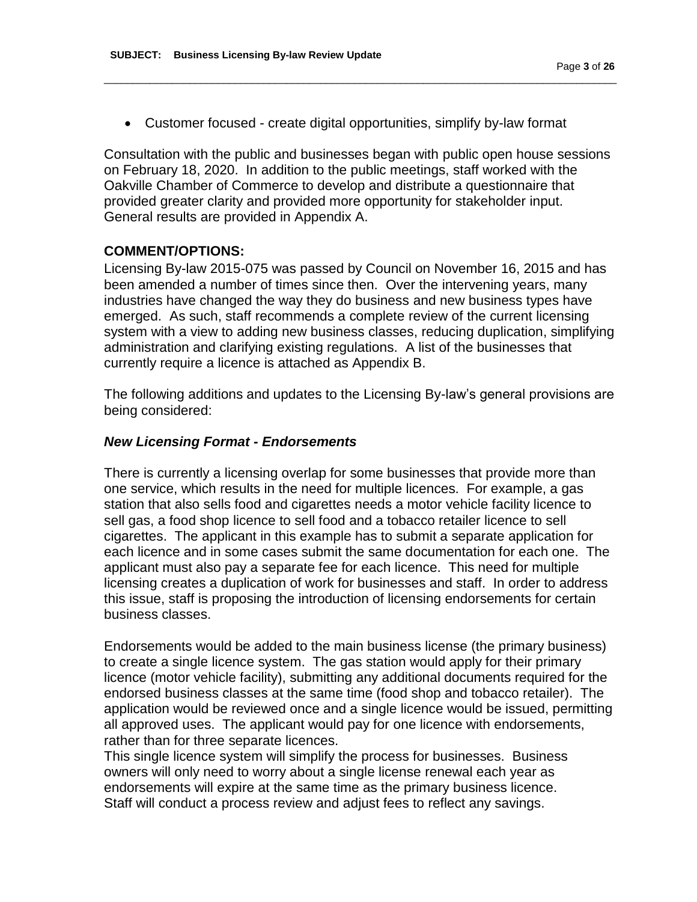- Customer focused - create digital opportunities, simplify by-law format

Consultation with the public and businesses began with public open house sessions on February 18, 2020. In addition to the public meetings, staff worked with the Oakville Chamber of Commerce to develop and distribute a questionnaire that provided greater clarity and provided more opportunity for stakeholder input. General results are provided in Appendix A.

**COMMENT/OPTIONS:**

Licensing By-law 2015-075 was passed by Council on November 16, 2015 and has been amended a number of times since then. Over the intervening years, many industries have changed the way they do business and new business types have emerged. As such, staff recommends a complete review of the current licensing system with a view to adding new business classes, reducing duplication, simplifying administration and clarifying existing regulations. A list of the businesses that currently require a licence is attached as Appendix B.

The following additions and updates to the Licensing By-law's general provisions are being considered:

***New Licensing Format - Endorsements***

There is currently a licensing overlap for some businesses that provide more than one service, which results in the need for multiple licences. For example, a gas station that also sells food and cigarettes needs a motor vehicle facility licence to sell gas, a food shop licence to sell food and a tobacco retailer licence to sell cigarettes. The applicant in this example has to submit a separate application for each licence and in some cases submit the same documentation for each one. The applicant must also pay a separate fee for each licence. This need for multiple licensing creates a duplication of work for businesses and staff. In order to address this issue, staff is proposing the introduction of licensing endorsements for certain business classes.

Endorsements would be added to the main business license (the primary business) to create a single licence system. The gas station would apply for their primary licence (motor vehicle facility), submitting any additional documents required for the endorsed business classes at the same time (food shop and tobacco retailer). The application would be reviewed once and a single licence would be issued, permitting all approved uses. The applicant would pay for one licence with endorsements, rather than for three separate licences.

This single licence system will simplify the process for businesses. Business owners will only need to worry about a single license renewal each year as endorsements will expire at the same time as the primary business licence. Staff will conduct a process review and adjust fees to reflect any savings.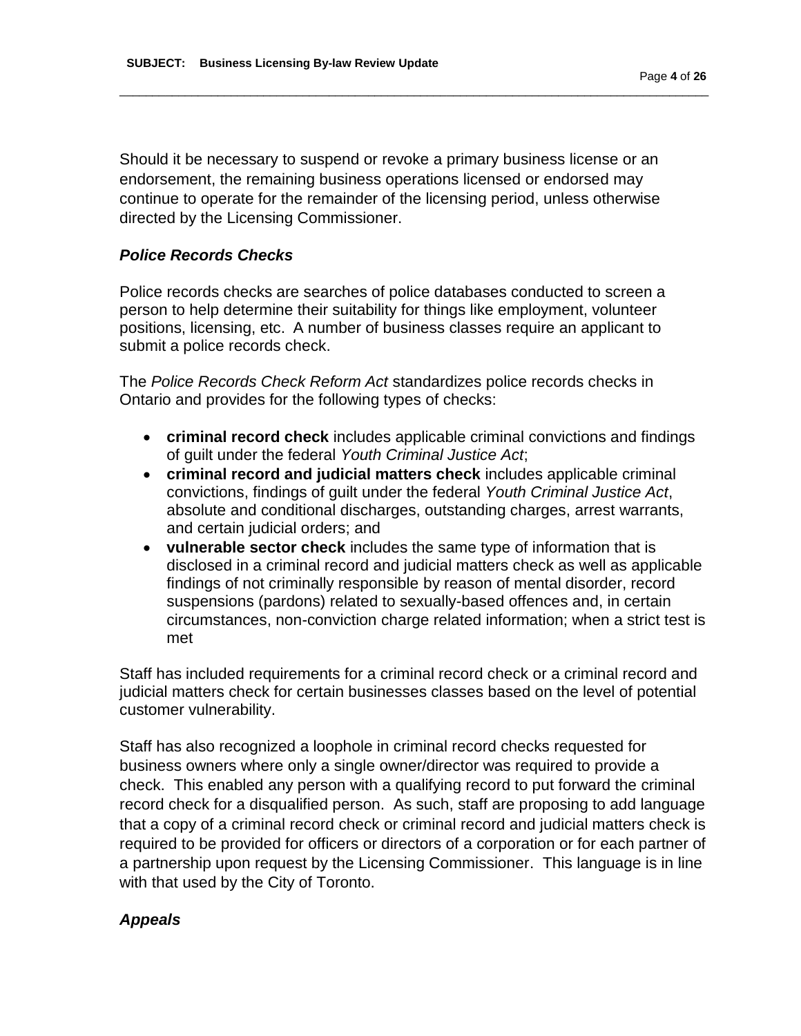Should it be necessary to suspend or revoke a primary business license or an endorsement, the remaining business operations licensed or endorsed may continue to operate for the remainder of the licensing period, unless otherwise directed by the Licensing Commissioner.

### *Police Records Checks*

Police records checks are searches of police databases conducted to screen a person to help determine their suitability for things like employment, volunteer positions, licensing, etc. A number of business classes require an applicant to submit a police records check.

The *Police Records Check Reform Act* standardizes police records checks in Ontario and provides for the following types of checks:

- **criminal record check** includes applicable criminal convictions and findings of guilt under the federal *Youth Criminal Justice Act*;
- **criminal record and judicial matters check** includes applicable criminal convictions, findings of guilt under the federal *Youth Criminal Justice Act*, absolute and conditional discharges, outstanding charges, arrest warrants, and certain judicial orders; and
- **vulnerable sector check** includes the same type of information that is disclosed in a criminal record and judicial matters check as well as applicable findings of not criminally responsible by reason of mental disorder, record suspensions (pardons) related to sexually-based offences and, in certain circumstances, non-conviction charge related information; when a strict test is met

Staff has included requirements for a criminal record check or a criminal record and judicial matters check for certain businesses classes based on the level of potential customer vulnerability.

Staff has also recognized a loophole in criminal record checks requested for business owners where only a single owner/director was required to provide a check. This enabled any person with a qualifying record to put forward the criminal record check for a disqualified person. As such, staff are proposing to add language that a copy of a criminal record check or criminal record and judicial matters check is required to be provided for officers or directors of a corporation or for each partner of a partnership upon request by the Licensing Commissioner. This language is in line with that used by the City of Toronto.

### *Appeals*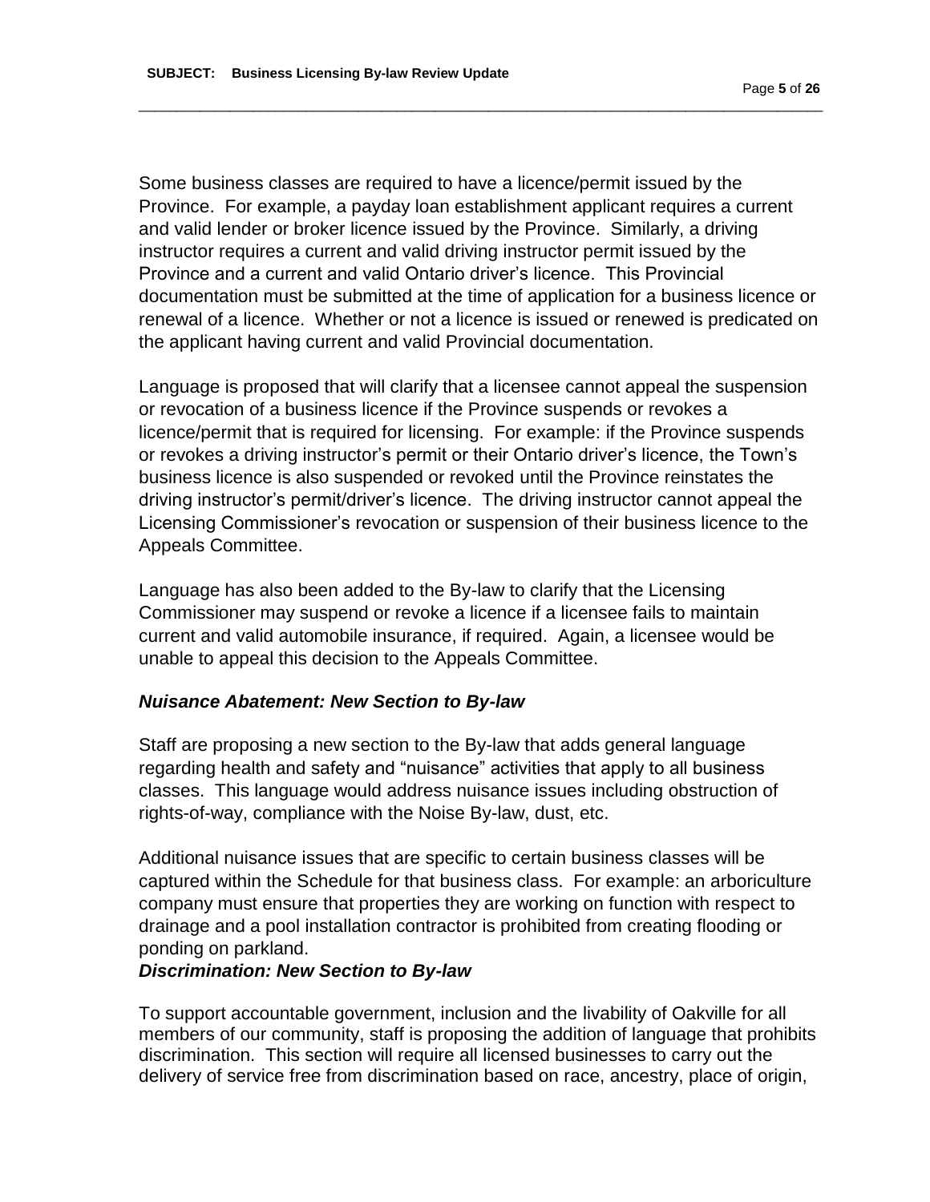Some business classes are required to have a licence/permit issued by the Province. For example, a payday loan establishment applicant requires a current and valid lender or broker licence issued by the Province. Similarly, a driving instructor requires a current and valid driving instructor permit issued by the Province and a current and valid Ontario driver's licence. This Provincial documentation must be submitted at the time of application for a business licence or renewal of a licence. Whether or not a licence is issued or renewed is predicated on the applicant having current and valid Provincial documentation.

Language is proposed that will clarify that a licensee cannot appeal the suspension or revocation of a business licence if the Province suspends or revokes a licence/permit that is required for licensing. For example: if the Province suspends or revokes a driving instructor's permit or their Ontario driver's licence, the Town's business licence is also suspended or revoked until the Province reinstates the driving instructor's permit/driver's licence. The driving instructor cannot appeal the Licensing Commissioner's revocation or suspension of their business licence to the Appeals Committee.

Language has also been added to the By-law to clarify that the Licensing Commissioner may suspend or revoke a licence if a licensee fails to maintain current and valid automobile insurance, if required. Again, a licensee would be unable to appeal this decision to the Appeals Committee.

### *Nuisance Abatement: New Section to By-law*

Staff are proposing a new section to the By-law that adds general language regarding health and safety and "nuisance" activities that apply to all business classes. This language would address nuisance issues including obstruction of rights-of-way, compliance with the Noise By-law, dust, etc.

Additional nuisance issues that are specific to certain business classes will be captured within the Schedule for that business class. For example: an arboriculture company must ensure that properties they are working on function with respect to drainage and a pool installation contractor is prohibited from creating flooding or ponding on parkland.

### *Discrimination: New Section to By-law*

To support accountable government, inclusion and the livability of Oakville for all members of our community, staff is proposing the addition of language that prohibits discrimination. This section will require all licensed businesses to carry out the delivery of service free from discrimination based on race, ancestry, place of origin,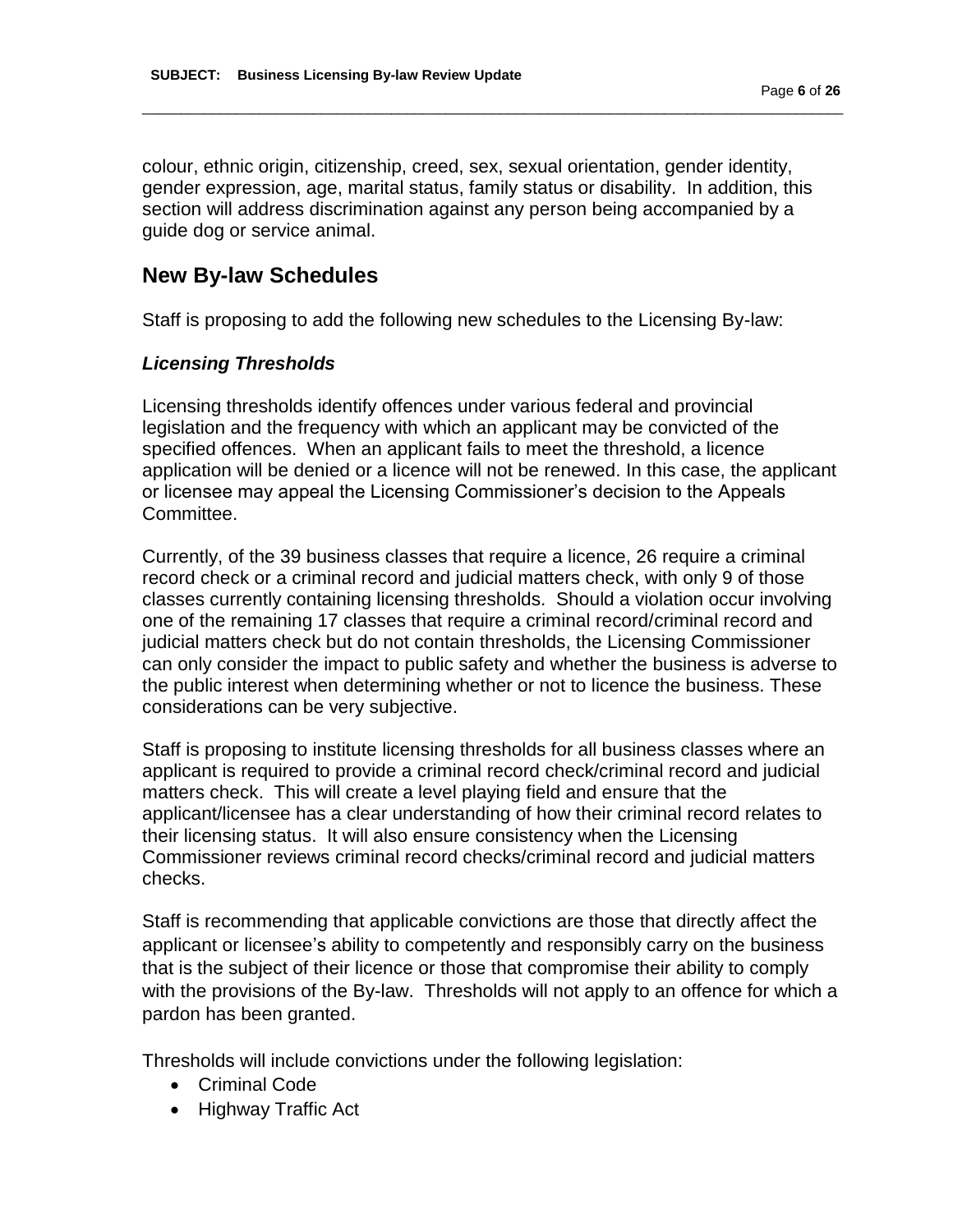colour, ethnic origin, citizenship, creed, sex, sexual orientation, gender identity, gender expression, age, marital status, family status or disability. In addition, this section will address discrimination against any person being accompanied by a guide dog or service animal.

## New By-law Schedules

Staff is proposing to add the following new schedules to the Licensing By-law:

### *Licensing Thresholds*

Licensing thresholds identify offences under various federal and provincial legislation and the frequency with which an applicant may be convicted of the specified offences. When an applicant fails to meet the threshold, a licence application will be denied or a licence will not be renewed. In this case, the applicant or licensee may appeal the Licensing Commissioner's decision to the Appeals Committee.

Currently, of the 39 business classes that require a licence, 26 require a criminal record check or a criminal record and judicial matters check, with only 9 of those classes currently containing licensing thresholds. Should a violation occur involving one of the remaining 17 classes that require a criminal record/criminal record and judicial matters check but do not contain thresholds, the Licensing Commissioner can only consider the impact to public safety and whether the business is adverse to the public interest when determining whether or not to licence the business. These considerations can be very subjective.

Staff is proposing to institute licensing thresholds for all business classes where an applicant is required to provide a criminal record check/criminal record and judicial matters check. This will create a level playing field and ensure that the applicant/licensee has a clear understanding of how their criminal record relates to their licensing status. It will also ensure consistency when the Licensing Commissioner reviews criminal record checks/criminal record and judicial matters checks.

Staff is recommending that applicable convictions are those that directly affect the applicant or licensee's ability to competently and responsibly carry on the business that is the subject of their licence or those that compromise their ability to comply with the provisions of the By-law. Thresholds will not apply to an offence for which a pardon has been granted.

Thresholds will include convictions under the following legislation:

- Criminal Code
- Highway Traffic Act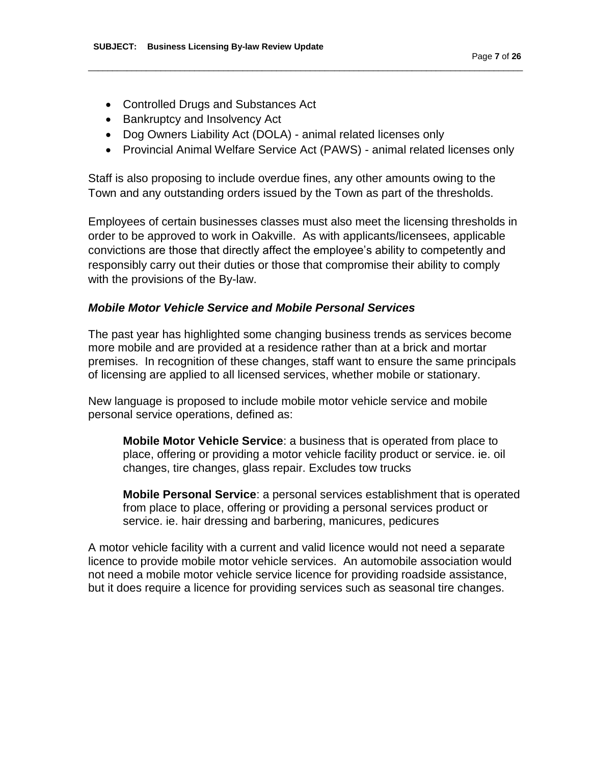- Controlled Drugs and Substances Act
- Bankruptcy and Insolvency Act
- Dog Owners Liability Act (DOLA) - animal related licenses only
- Provincial Animal Welfare Service Act (PAWS) - animal related licenses only

Staff is also proposing to include overdue fines, any other amounts owing to the Town and any outstanding orders issued by the Town as part of the thresholds.

Employees of certain businesses classes must also meet the licensing thresholds in order to be approved to work in Oakville. As with applicants/licensees, applicable convictions are those that directly affect the employee's ability to competently and responsibly carry out their duties or those that compromise their ability to comply with the provisions of the By-law.

### *Mobile Motor Vehicle Service and Mobile Personal Services*

The past year has highlighted some changing business trends as services become more mobile and are provided at a residence rather than at a brick and mortar premises. In recognition of these changes, staff want to ensure the same principals of licensing are applied to all licensed services, whether mobile or stationary.

New language is proposed to include mobile motor vehicle service and mobile personal service operations, defined as:

> **Mobile Motor Vehicle Service**: a business that is operated from place to place, offering or providing a motor vehicle facility product or service. ie. oil changes, tire changes, glass repair. Excludes tow trucks
>
> **Mobile Personal Service**: a personal services establishment that is operated from place to place, offering or providing a personal services product or service. ie. hair dressing and barbering, manicures, pedicures

A motor vehicle facility with a current and valid licence would not need a separate licence to provide mobile motor vehicle services. An automobile association would not need a mobile motor vehicle service licence for providing roadside assistance, but it does require a licence for providing services such as seasonal tire changes.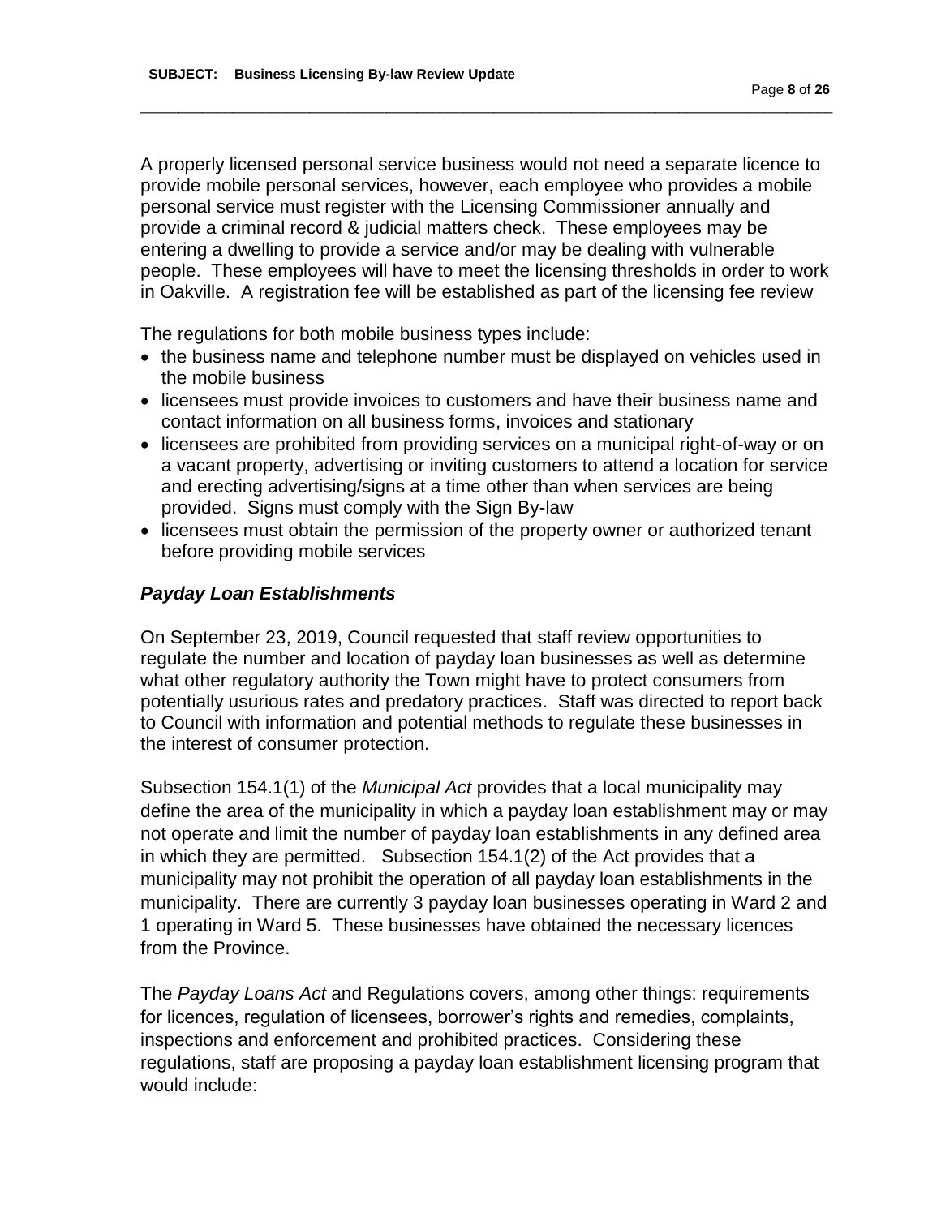A properly licensed personal service business would not need a separate licence to provide mobile personal services, however, each employee who provides a mobile personal service must register with the Licensing Commissioner annually and provide a criminal record & judicial matters check. These employees may be entering a dwelling to provide a service and/or may be dealing with vulnerable people. These employees will have to meet the licensing thresholds in order to work in Oakville. A registration fee will be established as part of the licensing fee review

The regulations for both mobile business types include:

- the business name and telephone number must be displayed on vehicles used in the mobile business
- licensees must provide invoices to customers and have their business name and contact information on all business forms, invoices and stationary
- licensees are prohibited from providing services on a municipal right-of-way or on a vacant property, advertising or inviting customers to attend a location for service and erecting advertising/signs at a time other than when services are being provided. Signs must comply with the Sign By-law
- licensees must obtain the permission of the property owner or authorized tenant before providing mobile services

### *Payday Loan Establishments*

On September 23, 2019, Council requested that staff review opportunities to regulate the number and location of payday loan businesses as well as determine what other regulatory authority the Town might have to protect consumers from potentially usurious rates and predatory practices. Staff was directed to report back to Council with information and potential methods to regulate these businesses in the interest of consumer protection.

Subsection 154.1(1) of the *Municipal Act* provides that a local municipality may define the area of the municipality in which a payday loan establishment may or may not operate and limit the number of payday loan establishments in any defined area in which they are permitted. Subsection 154.1(2) of the Act provides that a municipality may not prohibit the operation of all payday loan establishments in the municipality. There are currently 3 payday loan businesses operating in Ward 2 and 1 operating in Ward 5. These businesses have obtained the necessary licences from the Province.

The *Payday Loans Act* and Regulations covers, among other things: requirements for licences, regulation of licensees, borrower's rights and remedies, complaints, inspections and enforcement and prohibited practices. Considering these regulations, staff are proposing a payday loan establishment licensing program that would include: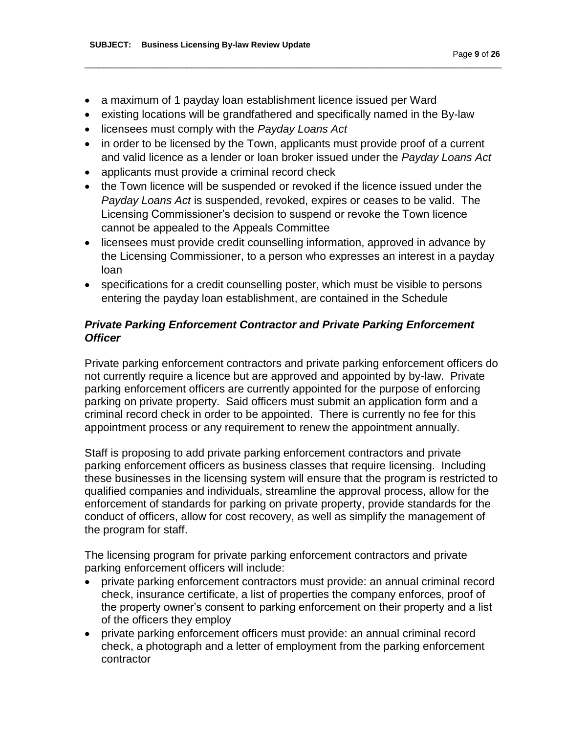- a maximum of 1 payday loan establishment licence issued per Ward
- existing locations will be grandfathered and specifically named in the By-law
- licensees must comply with the *Payday Loans Act*
- in order to be licensed by the Town, applicants must provide proof of a current and valid licence as a lender or loan broker issued under the *Payday Loans Act*
- applicants must provide a criminal record check
- the Town licence will be suspended or revoked if the licence issued under the *Payday Loans Act* is suspended, revoked, expires or ceases to be valid. The Licensing Commissioner's decision to suspend or revoke the Town licence cannot be appealed to the Appeals Committee
- licensees must provide credit counselling information, approved in advance by the Licensing Commissioner, to a person who expresses an interest in a payday loan
- specifications for a credit counselling poster, which must be visible to persons entering the payday loan establishment, are contained in the Schedule

### *Private Parking Enforcement Contractor and Private Parking Enforcement Officer*

Private parking enforcement contractors and private parking enforcement officers do not currently require a licence but are approved and appointed by by-law. Private parking enforcement officers are currently appointed for the purpose of enforcing parking on private property. Said officers must submit an application form and a criminal record check in order to be appointed. There is currently no fee for this appointment process or any requirement to renew the appointment annually.

Staff is proposing to add private parking enforcement contractors and private parking enforcement officers as business classes that require licensing. Including these businesses in the licensing system will ensure that the program is restricted to qualified companies and individuals, streamline the approval process, allow for the enforcement of standards for parking on private property, provide standards for the conduct of officers, allow for cost recovery, as well as simplify the management of the program for staff.

The licensing program for private parking enforcement contractors and private parking enforcement officers will include:

- private parking enforcement contractors must provide: an annual criminal record check, insurance certificate, a list of properties the company enforces, proof of the property owner's consent to parking enforcement on their property and a list of the officers they employ
- private parking enforcement officers must provide: an annual criminal record check, a photograph and a letter of employment from the parking enforcement contractor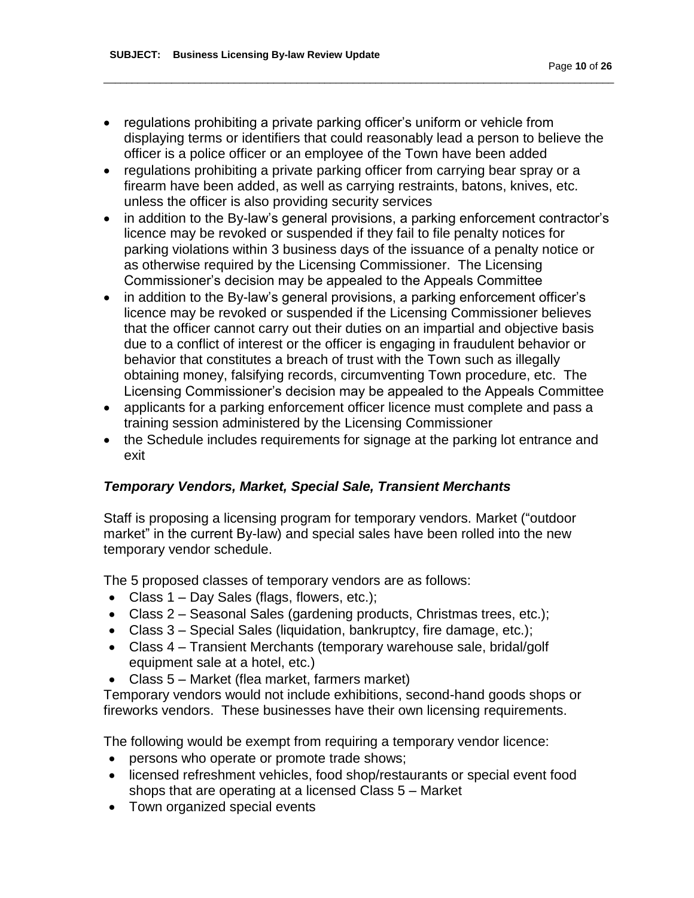- regulations prohibiting a private parking officer's uniform or vehicle from displaying terms or identifiers that could reasonably lead a person to believe the officer is a police officer or an employee of the Town have been added
- regulations prohibiting a private parking officer from carrying bear spray or a firearm have been added, as well as carrying restraints, batons, knives, etc. unless the officer is also providing security services
- in addition to the By-law's general provisions, a parking enforcement contractor's licence may be revoked or suspended if they fail to file penalty notices for parking violations within 3 business days of the issuance of a penalty notice or as otherwise required by the Licensing Commissioner. The Licensing Commissioner's decision may be appealed to the Appeals Committee
- in addition to the By-law's general provisions, a parking enforcement officer's licence may be revoked or suspended if the Licensing Commissioner believes that the officer cannot carry out their duties on an impartial and objective basis due to a conflict of interest or the officer is engaging in fraudulent behavior or behavior that constitutes a breach of trust with the Town such as illegally obtaining money, falsifying records, circumventing Town procedure, etc. The Licensing Commissioner's decision may be appealed to the Appeals Committee
- applicants for a parking enforcement officer licence must complete and pass a training session administered by the Licensing Commissioner
- the Schedule includes requirements for signage at the parking lot entrance and exit

### *Temporary Vendors, Market, Special Sale, Transient Merchants*

Staff is proposing a licensing program for temporary vendors. Market ("outdoor market" in the current By-law) and special sales have been rolled into the new temporary vendor schedule.

The 5 proposed classes of temporary vendors are as follows:

- Class 1 – Day Sales (flags, flowers, etc.);
- Class 2 – Seasonal Sales (gardening products, Christmas trees, etc.);
- Class 3 – Special Sales (liquidation, bankruptcy, fire damage, etc.);
- Class 4 – Transient Merchants (temporary warehouse sale, bridal/golf equipment sale at a hotel, etc.)
- Class 5 – Market (flea market, farmers market)

Temporary vendors would not include exhibitions, second-hand goods shops or fireworks vendors. These businesses have their own licensing requirements.

The following would be exempt from requiring a temporary vendor licence:

- persons who operate or promote trade shows;
- licensed refreshment vehicles, food shop/restaurants or special event food shops that are operating at a licensed Class 5 – Market
- Town organized special events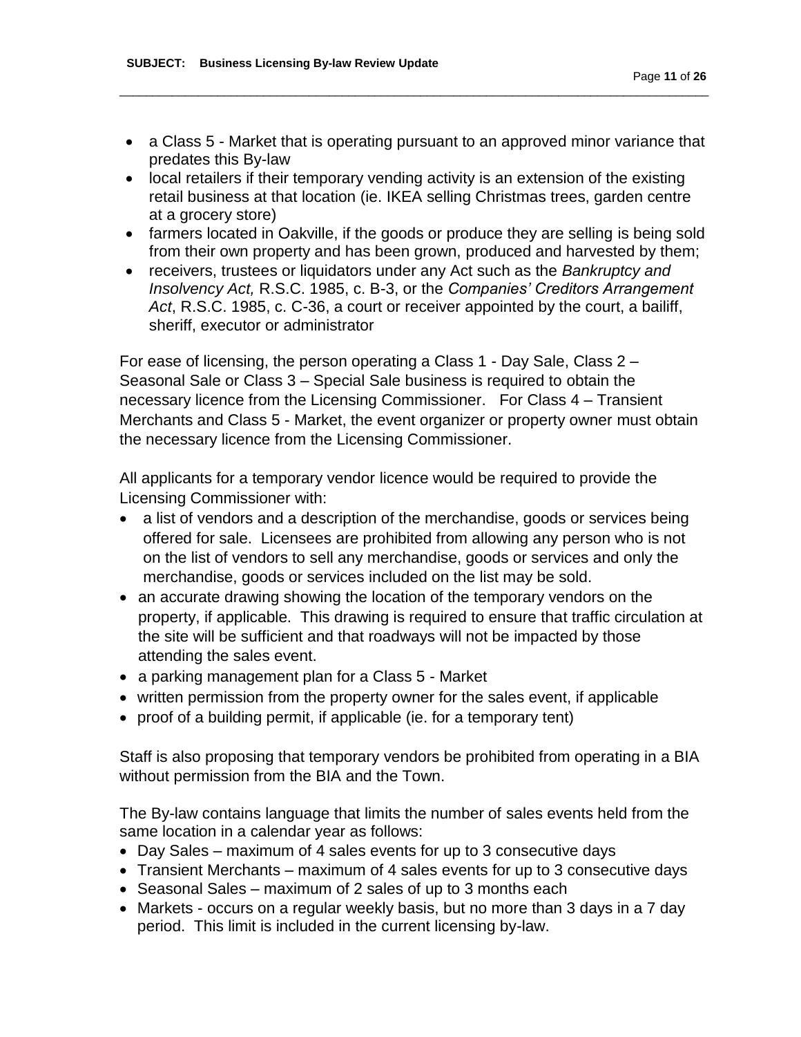- a Class 5 - Market that is operating pursuant to an approved minor variance that predates this By-law
- local retailers if their temporary vending activity is an extension of the existing retail business at that location (ie. IKEA selling Christmas trees, garden centre at a grocery store)
- farmers located in Oakville, if the goods or produce they are selling is being sold from their own property and has been grown, produced and harvested by them;
- receivers, trustees or liquidators under any Act such as the *Bankruptcy and Insolvency Act,* R.S.C. 1985, c. B-3, or the *Companies' Creditors Arrangement Act*, R.S.C. 1985, c. C-36, a court or receiver appointed by the court, a bailiff, sheriff, executor or administrator

For ease of licensing, the person operating a Class 1 - Day Sale, Class 2 – Seasonal Sale or Class 3 – Special Sale business is required to obtain the necessary licence from the Licensing Commissioner. For Class 4 – Transient Merchants and Class 5 - Market, the event organizer or property owner must obtain the necessary licence from the Licensing Commissioner.

All applicants for a temporary vendor licence would be required to provide the Licensing Commissioner with:

- a list of vendors and a description of the merchandise, goods or services being offered for sale. Licensees are prohibited from allowing any person who is not on the list of vendors to sell any merchandise, goods or services and only the merchandise, goods or services included on the list may be sold.
- an accurate drawing showing the location of the temporary vendors on the property, if applicable. This drawing is required to ensure that traffic circulation at the site will be sufficient and that roadways will not be impacted by those attending the sales event.
- a parking management plan for a Class 5 - Market
- written permission from the property owner for the sales event, if applicable
- proof of a building permit, if applicable (ie. for a temporary tent)

Staff is also proposing that temporary vendors be prohibited from operating in a BIA without permission from the BIA and the Town.

The By-law contains language that limits the number of sales events held from the same location in a calendar year as follows:

- Day Sales – maximum of 4 sales events for up to 3 consecutive days
- Transient Merchants – maximum of 4 sales events for up to 3 consecutive days
- Seasonal Sales – maximum of 2 sales of up to 3 months each
- Markets - occurs on a regular weekly basis, but no more than 3 days in a 7 day period. This limit is included in the current licensing by-law.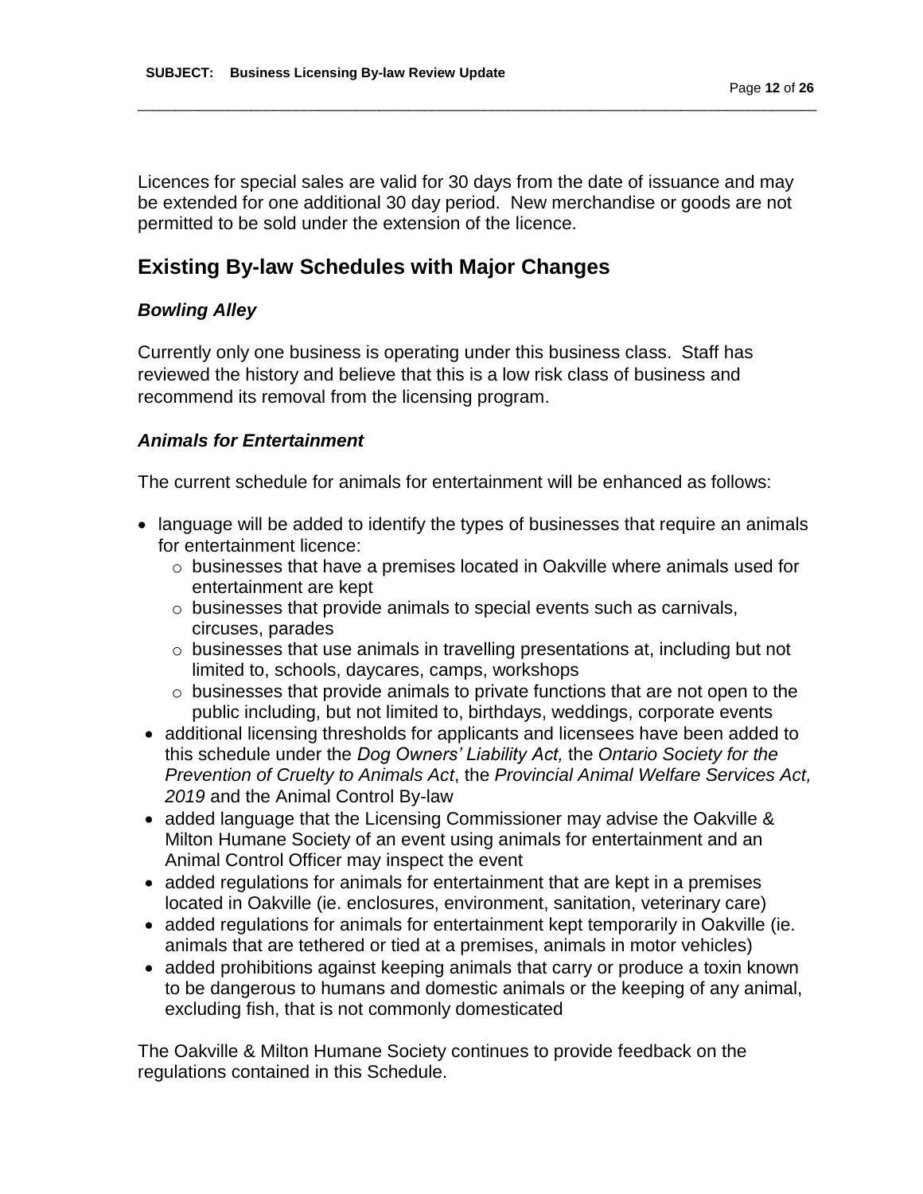Licences for special sales are valid for 30 days from the date of issuance and may be extended for one additional 30 day period. New merchandise or goods are not permitted to be sold under the extension of the licence.

## Existing By-law Schedules with Major Changes

### *Bowling Alley*

Currently only one business is operating under this business class. Staff has reviewed the history and believe that this is a low risk class of business and recommend its removal from the licensing program.

### *Animals for Entertainment*

The current schedule for animals for entertainment will be enhanced as follows:

- language will be added to identify the types of businesses that require an animals for entertainment licence:
  - businesses that have a premises located in Oakville where animals used for entertainment are kept
  - businesses that provide animals to special events such as carnivals, circuses, parades
  - businesses that use animals in travelling presentations at, including but not limited to, schools, daycares, camps, workshops
  - businesses that provide animals to private functions that are not open to the public including, but not limited to, birthdays, weddings, corporate events
- additional licensing thresholds for applicants and licensees have been added to this schedule under the *Dog Owners' Liability Act,* the *Ontario Society for the Prevention of Cruelty to Animals Act*, the *Provincial Animal Welfare Services Act, 2019* and the Animal Control By-law
- added language that the Licensing Commissioner may advise the Oakville & Milton Humane Society of an event using animals for entertainment and an Animal Control Officer may inspect the event
- added regulations for animals for entertainment that are kept in a premises located in Oakville (ie. enclosures, environment, sanitation, veterinary care)
- added regulations for animals for entertainment kept temporarily in Oakville (ie. animals that are tethered or tied at a premises, animals in motor vehicles)
- added prohibitions against keeping animals that carry or produce a toxin known to be dangerous to humans and domestic animals or the keeping of any animal, excluding fish, that is not commonly domesticated

The Oakville & Milton Humane Society continues to provide feedback on the regulations contained in this Schedule.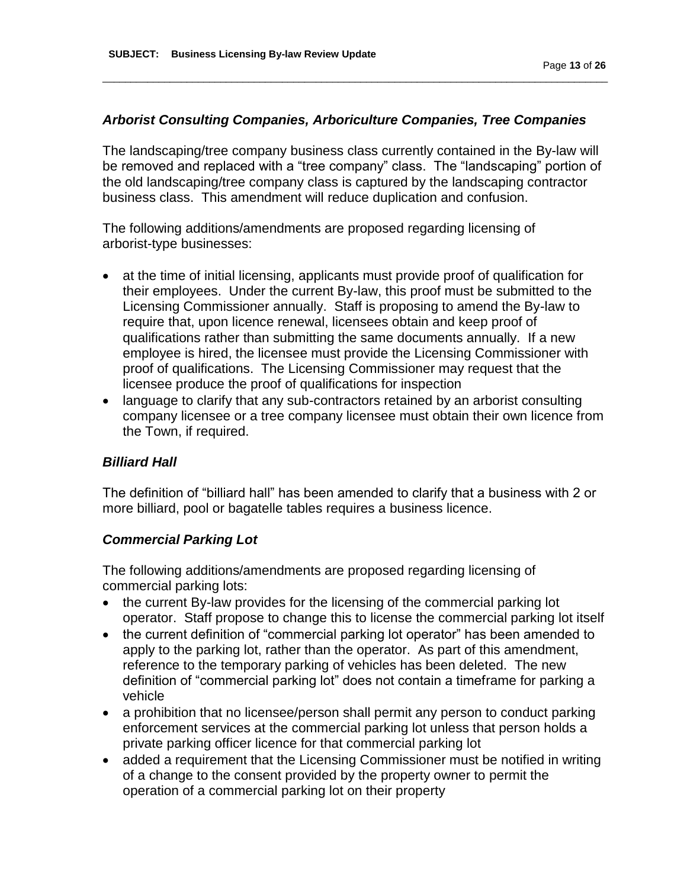### *Arborist Consulting Companies, Arboriculture Companies, Tree Companies*

The landscaping/tree company business class currently contained in the By-law will be removed and replaced with a "tree company" class. The "landscaping" portion of the old landscaping/tree company class is captured by the landscaping contractor business class. This amendment will reduce duplication and confusion.

The following additions/amendments are proposed regarding licensing of arborist-type businesses:

- at the time of initial licensing, applicants must provide proof of qualification for their employees. Under the current By-law, this proof must be submitted to the Licensing Commissioner annually. Staff is proposing to amend the By-law to require that, upon licence renewal, licensees obtain and keep proof of qualifications rather than submitting the same documents annually. If a new employee is hired, the licensee must provide the Licensing Commissioner with proof of qualifications. The Licensing Commissioner may request that the licensee produce the proof of qualifications for inspection
- language to clarify that any sub-contractors retained by an arborist consulting company licensee or a tree company licensee must obtain their own licence from the Town, if required.

### *Billiard Hall*

The definition of "billiard hall" has been amended to clarify that a business with 2 or more billiard, pool or bagatelle tables requires a business licence.

### *Commercial Parking Lot*

The following additions/amendments are proposed regarding licensing of commercial parking lots:

- the current By-law provides for the licensing of the commercial parking lot operator. Staff propose to change this to license the commercial parking lot itself
- the current definition of "commercial parking lot operator" has been amended to apply to the parking lot, rather than the operator. As part of this amendment, reference to the temporary parking of vehicles has been deleted. The new definition of "commercial parking lot" does not contain a timeframe for parking a vehicle
- a prohibition that no licensee/person shall permit any person to conduct parking enforcement services at the commercial parking lot unless that person holds a private parking officer licence for that commercial parking lot
- added a requirement that the Licensing Commissioner must be notified in writing of a change to the consent provided by the property owner to permit the operation of a commercial parking lot on their property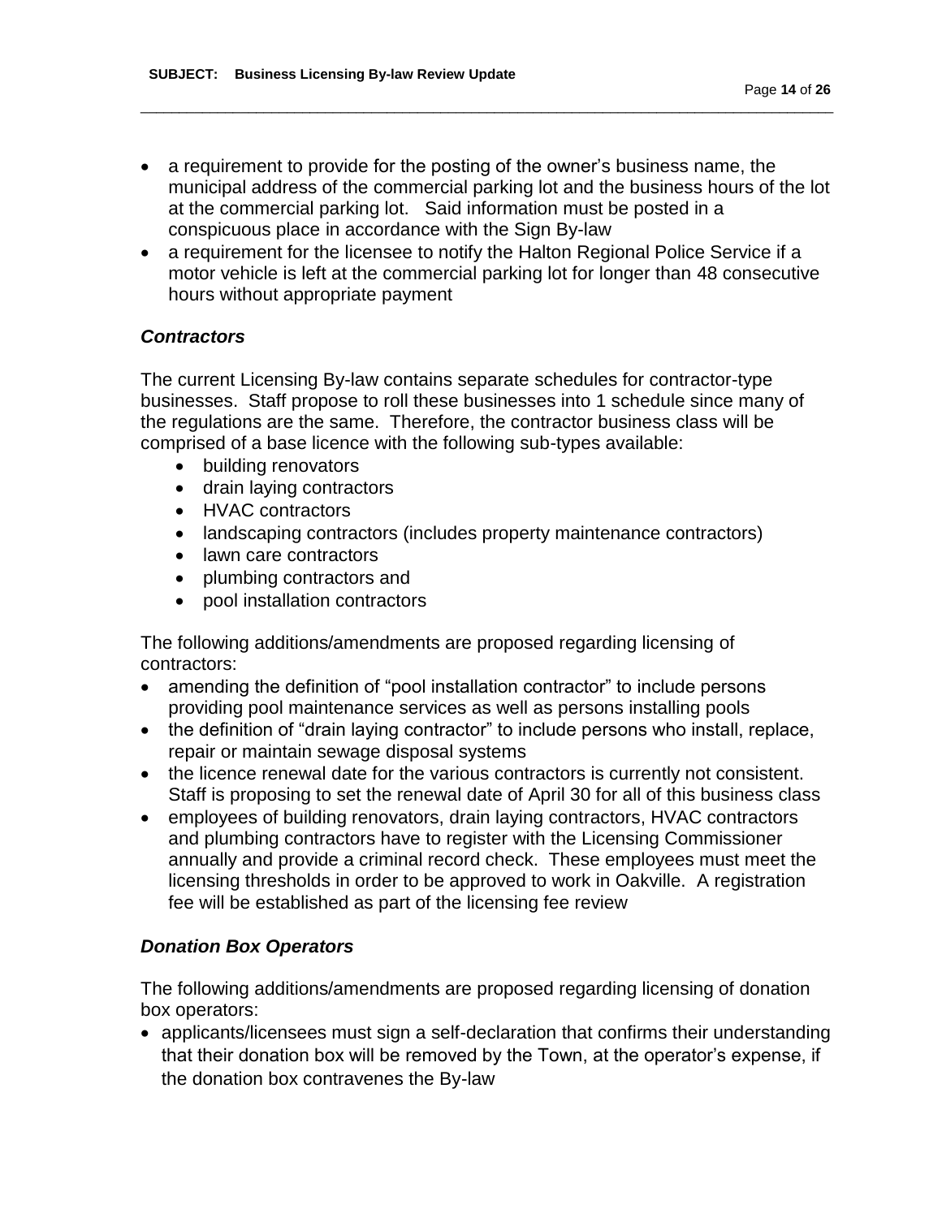- a requirement to provide for the posting of the owner's business name, the municipal address of the commercial parking lot and the business hours of the lot at the commercial parking lot. Said information must be posted in a conspicuous place in accordance with the Sign By-law
- a requirement for the licensee to notify the Halton Regional Police Service if a motor vehicle is left at the commercial parking lot for longer than 48 consecutive hours without appropriate payment

### *Contractors*

The current Licensing By-law contains separate schedules for contractor-type businesses. Staff propose to roll these businesses into 1 schedule since many of the regulations are the same. Therefore, the contractor business class will be comprised of a base licence with the following sub-types available:

- building renovators
- drain laying contractors
- HVAC contractors
- landscaping contractors (includes property maintenance contractors)
- lawn care contractors
- plumbing contractors and
- pool installation contractors

The following additions/amendments are proposed regarding licensing of contractors:

- amending the definition of "pool installation contractor" to include persons providing pool maintenance services as well as persons installing pools
- the definition of "drain laying contractor" to include persons who install, replace, repair or maintain sewage disposal systems
- the licence renewal date for the various contractors is currently not consistent. Staff is proposing to set the renewal date of April 30 for all of this business class
- employees of building renovators, drain laying contractors, HVAC contractors and plumbing contractors have to register with the Licensing Commissioner annually and provide a criminal record check. These employees must meet the licensing thresholds in order to be approved to work in Oakville. A registration fee will be established as part of the licensing fee review

### *Donation Box Operators*

The following additions/amendments are proposed regarding licensing of donation box operators:

- applicants/licensees must sign a self-declaration that confirms their understanding that their donation box will be removed by the Town, at the operator's expense, if the donation box contravenes the By-law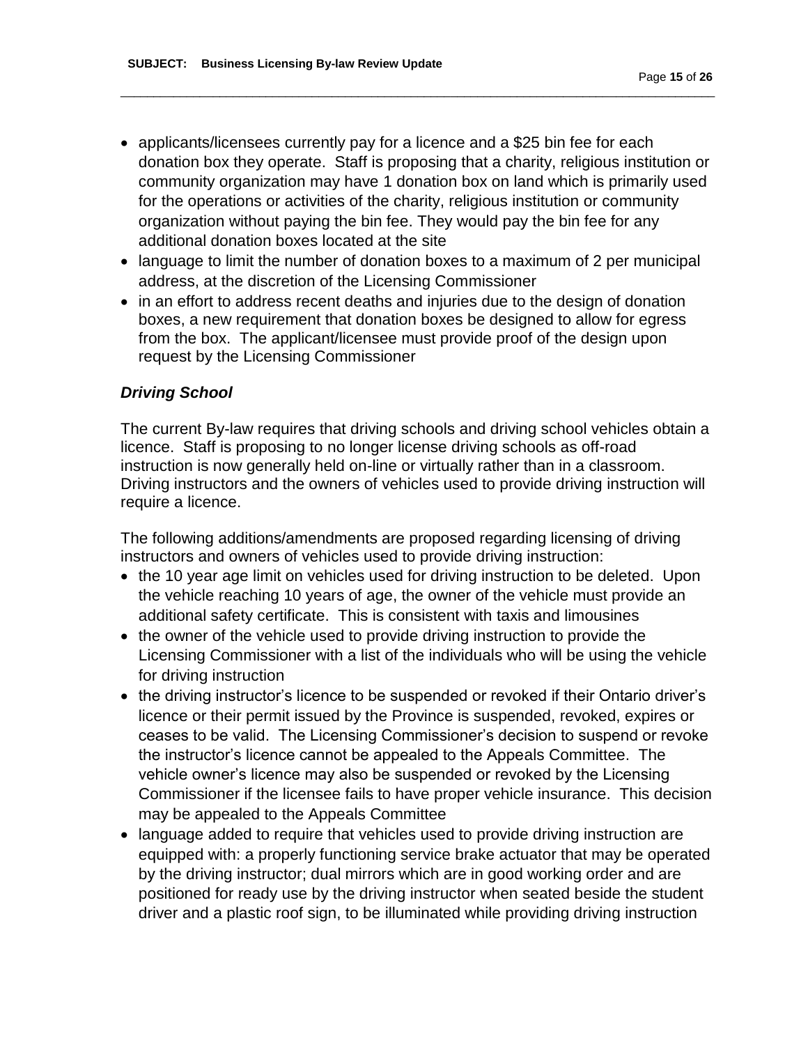- applicants/licensees currently pay for a licence and a $25 bin fee for each donation box they operate. Staff is proposing that a charity, religious institution or community organization may have 1 donation box on land which is primarily used for the operations or activities of the charity, religious institution or community organization without paying the bin fee. They would pay the bin fee for any additional donation boxes located at the site
- language to limit the number of donation boxes to a maximum of 2 per municipal address, at the discretion of the Licensing Commissioner
- in an effort to address recent deaths and injuries due to the design of donation boxes, a new requirement that donation boxes be designed to allow for egress from the box. The applicant/licensee must provide proof of the design upon request by the Licensing Commissioner

### *Driving School*

The current By-law requires that driving schools and driving school vehicles obtain a licence. Staff is proposing to no longer license driving schools as off-road instruction is now generally held on-line or virtually rather than in a classroom. Driving instructors and the owners of vehicles used to provide driving instruction will require a licence.

The following additions/amendments are proposed regarding licensing of driving instructors and owners of vehicles used to provide driving instruction:

- the 10 year age limit on vehicles used for driving instruction to be deleted. Upon the vehicle reaching 10 years of age, the owner of the vehicle must provide an additional safety certificate. This is consistent with taxis and limousines
- the owner of the vehicle used to provide driving instruction to provide the Licensing Commissioner with a list of the individuals who will be using the vehicle for driving instruction
- the driving instructor's licence to be suspended or revoked if their Ontario driver's licence or their permit issued by the Province is suspended, revoked, expires or ceases to be valid. The Licensing Commissioner's decision to suspend or revoke the instructor's licence cannot be appealed to the Appeals Committee. The vehicle owner's licence may also be suspended or revoked by the Licensing Commissioner if the licensee fails to have proper vehicle insurance. This decision may be appealed to the Appeals Committee
- language added to require that vehicles used to provide driving instruction are equipped with: a properly functioning service brake actuator that may be operated by the driving instructor; dual mirrors which are in good working order and are positioned for ready use by the driving instructor when seated beside the student driver and a plastic roof sign, to be illuminated while providing driving instruction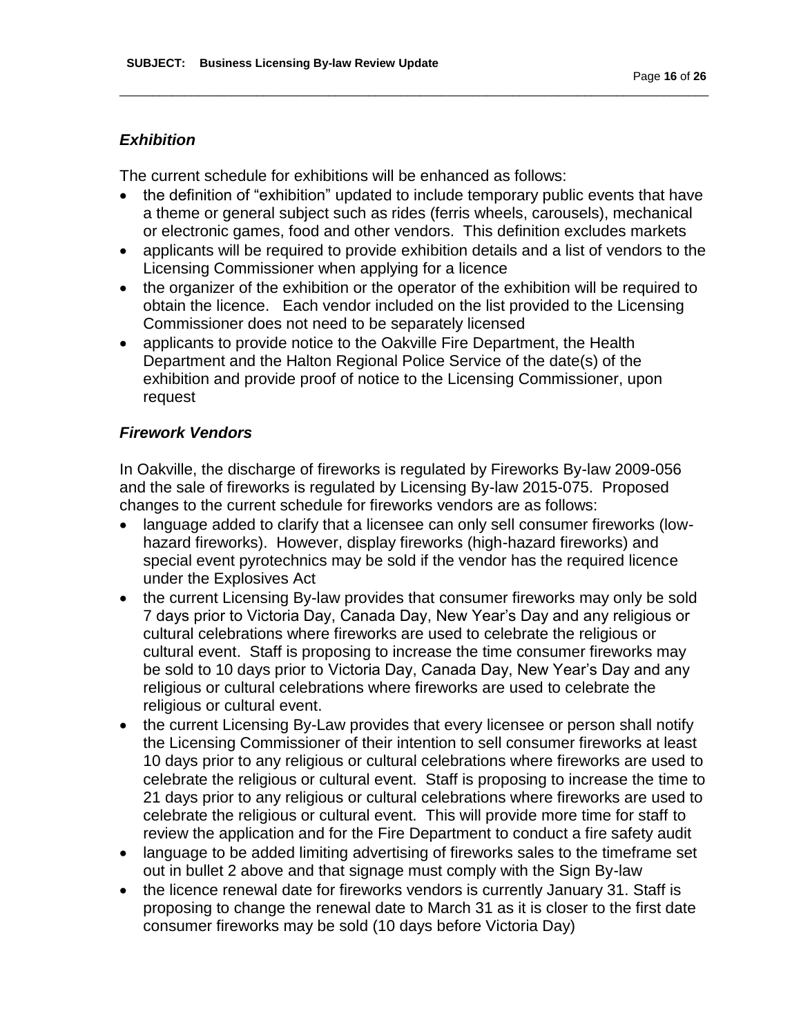### *Exhibition*

The current schedule for exhibitions will be enhanced as follows:

- the definition of “exhibition” updated to include temporary public events that have a theme or general subject such as rides (ferris wheels, carousels), mechanical or electronic games, food and other vendors. This definition excludes markets
- applicants will be required to provide exhibition details and a list of vendors to the Licensing Commissioner when applying for a licence
- the organizer of the exhibition or the operator of the exhibition will be required to obtain the licence. Each vendor included on the list provided to the Licensing Commissioner does not need to be separately licensed
- applicants to provide notice to the Oakville Fire Department, the Health Department and the Halton Regional Police Service of the date(s) of the exhibition and provide proof of notice to the Licensing Commissioner, upon request

### *Firework Vendors*

In Oakville, the discharge of fireworks is regulated by Fireworks By-law 2009-056 and the sale of fireworks is regulated by Licensing By-law 2015-075. Proposed changes to the current schedule for fireworks vendors are as follows:

- language added to clarify that a licensee can only sell consumer fireworks (low-hazard fireworks). However, display fireworks (high-hazard fireworks) and special event pyrotechnics may be sold if the vendor has the required licence under the Explosives Act
- the current Licensing By-law provides that consumer fireworks may only be sold 7 days prior to Victoria Day, Canada Day, New Year’s Day and any religious or cultural celebrations where fireworks are used to celebrate the religious or cultural event. Staff is proposing to increase the time consumer fireworks may be sold to 10 days prior to Victoria Day, Canada Day, New Year’s Day and any religious or cultural celebrations where fireworks are used to celebrate the religious or cultural event.
- the current Licensing By-Law provides that every licensee or person shall notify the Licensing Commissioner of their intention to sell consumer fireworks at least 10 days prior to any religious or cultural celebrations where fireworks are used to celebrate the religious or cultural event. Staff is proposing to increase the time to 21 days prior to any religious or cultural celebrations where fireworks are used to celebrate the religious or cultural event. This will provide more time for staff to review the application and for the Fire Department to conduct a fire safety audit
- language to be added limiting advertising of fireworks sales to the timeframe set out in bullet 2 above and that signage must comply with the Sign By-law
- the licence renewal date for fireworks vendors is currently January 31. Staff is proposing to change the renewal date to March 31 as it is closer to the first date consumer fireworks may be sold (10 days before Victoria Day)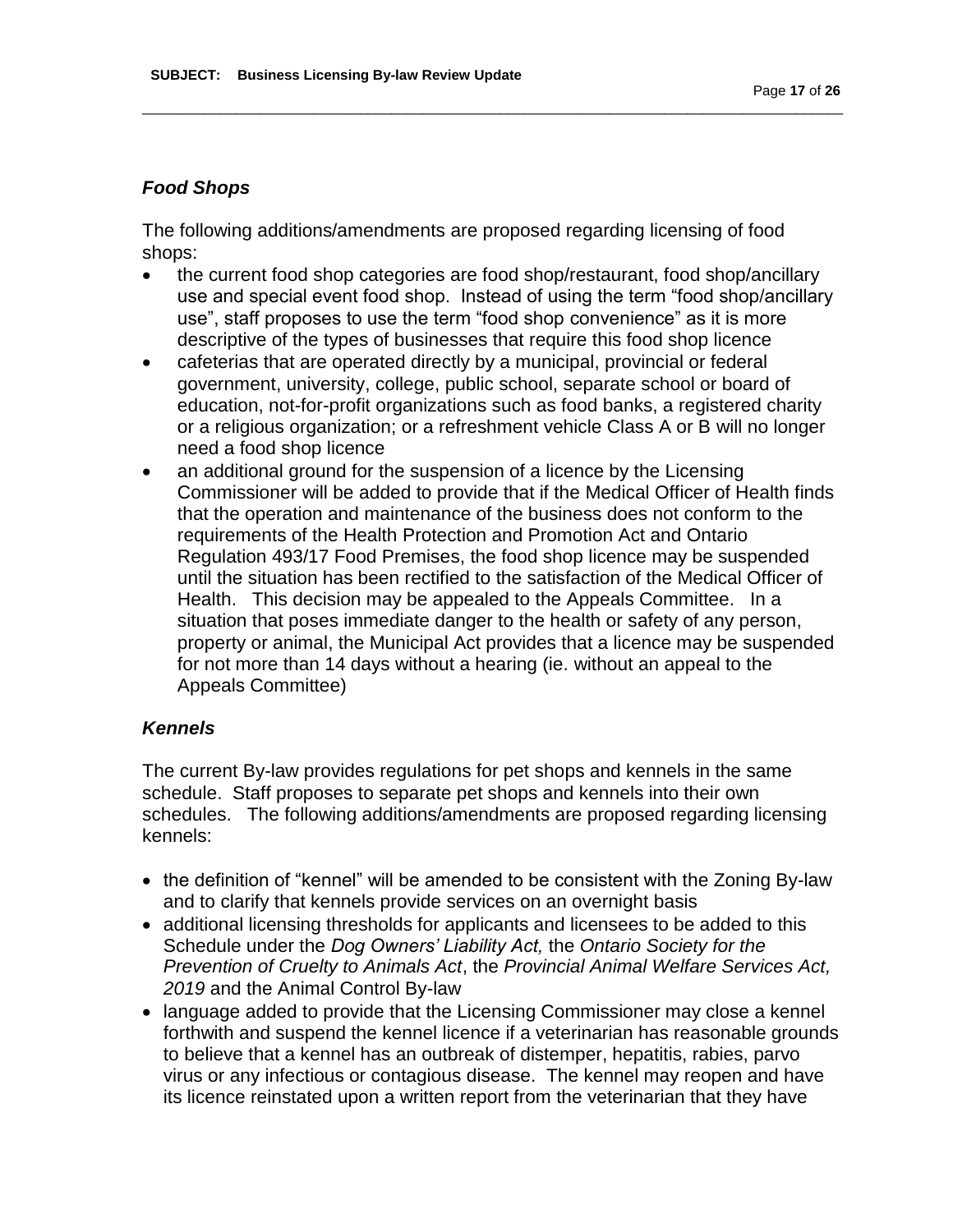### *Food Shops*

The following additions/amendments are proposed regarding licensing of food shops:

- the current food shop categories are food shop/restaurant, food shop/ancillary use and special event food shop. Instead of using the term "food shop/ancillary use", staff proposes to use the term "food shop convenience" as it is more descriptive of the types of businesses that require this food shop licence
- cafeterias that are operated directly by a municipal, provincial or federal government, university, college, public school, separate school or board of education, not-for-profit organizations such as food banks, a registered charity or a religious organization; or a refreshment vehicle Class A or B will no longer need a food shop licence
- an additional ground for the suspension of a licence by the Licensing Commissioner will be added to provide that if the Medical Officer of Health finds that the operation and maintenance of the business does not conform to the requirements of the Health Protection and Promotion Act and Ontario Regulation 493/17 Food Premises, the food shop licence may be suspended until the situation has been rectified to the satisfaction of the Medical Officer of Health. This decision may be appealed to the Appeals Committee. In a situation that poses immediate danger to the health or safety of any person, property or animal, the Municipal Act provides that a licence may be suspended for not more than 14 days without a hearing (ie. without an appeal to the Appeals Committee)

### *Kennels*

The current By-law provides regulations for pet shops and kennels in the same schedule. Staff proposes to separate pet shops and kennels into their own schedules. The following additions/amendments are proposed regarding licensing kennels:

- the definition of "kennel" will be amended to be consistent with the Zoning By-law and to clarify that kennels provide services on an overnight basis
- additional licensing thresholds for applicants and licensees to be added to this Schedule under the *Dog Owners' Liability Act,* the *Ontario Society for the Prevention of Cruelty to Animals Act*, the *Provincial Animal Welfare Services Act, 2019* and the Animal Control By-law
- language added to provide that the Licensing Commissioner may close a kennel forthwith and suspend the kennel licence if a veterinarian has reasonable grounds to believe that a kennel has an outbreak of distemper, hepatitis, rabies, parvo virus or any infectious or contagious disease. The kennel may reopen and have its licence reinstated upon a written report from the veterinarian that they have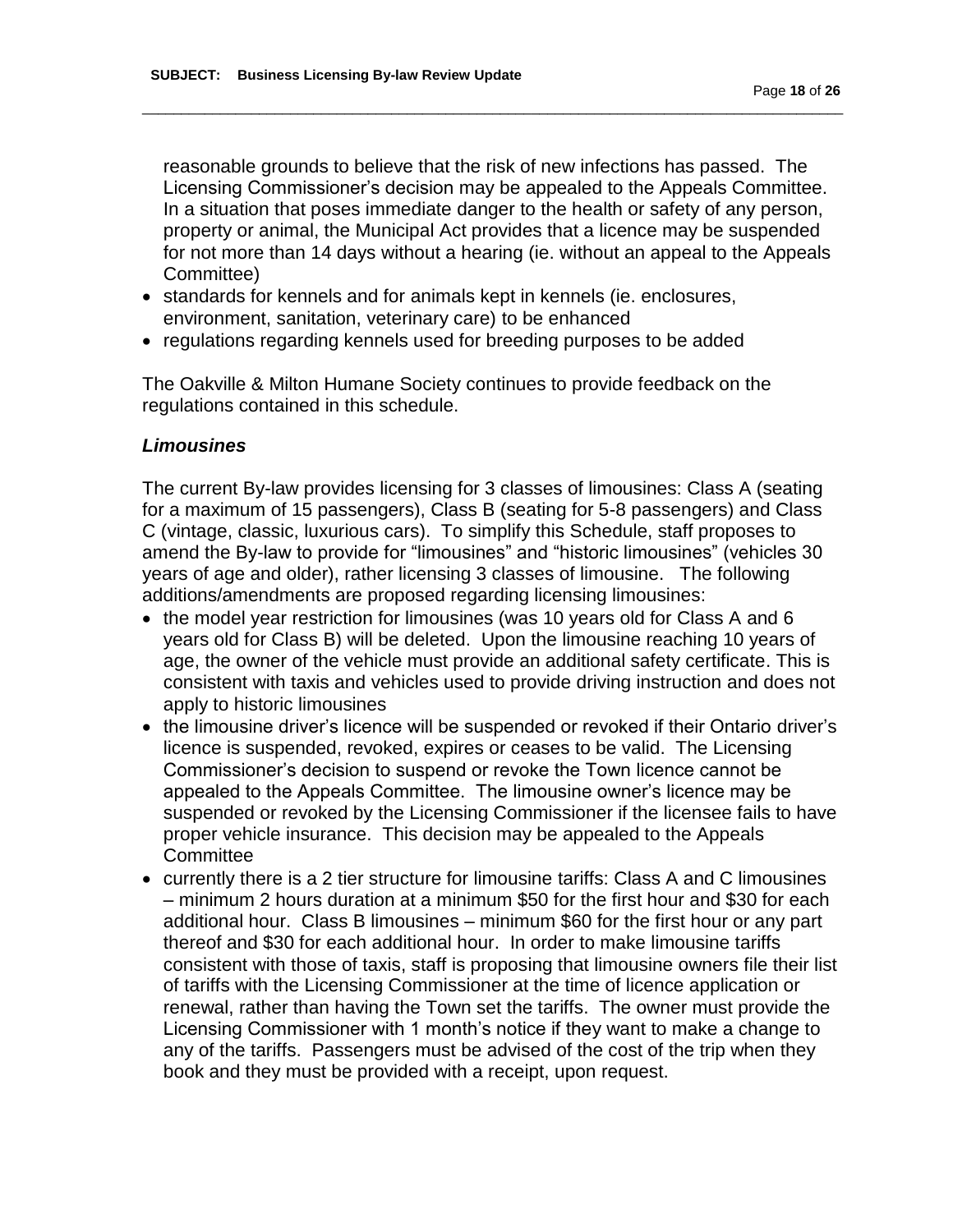reasonable grounds to believe that the risk of new infections has passed. The Licensing Commissioner's decision may be appealed to the Appeals Committee. In a situation that poses immediate danger to the health or safety of any person, property or animal, the Municipal Act provides that a licence may be suspended for not more than 14 days without a hearing (ie. without an appeal to the Appeals Committee)

- standards for kennels and for animals kept in kennels (ie. enclosures, environment, sanitation, veterinary care) to be enhanced
- regulations regarding kennels used for breeding purposes to be added

The Oakville & Milton Humane Society continues to provide feedback on the regulations contained in this schedule.

### *Limousines*

The current By-law provides licensing for 3 classes of limousines: Class A (seating for a maximum of 15 passengers), Class B (seating for 5-8 passengers) and Class C (vintage, classic, luxurious cars). To simplify this Schedule, staff proposes to amend the By-law to provide for "limousines" and "historic limousines" (vehicles 30 years of age and older), rather licensing 3 classes of limousine. The following additions/amendments are proposed regarding licensing limousines:

- the model year restriction for limousines (was 10 years old for Class A and 6 years old for Class B) will be deleted. Upon the limousine reaching 10 years of age, the owner of the vehicle must provide an additional safety certificate. This is consistent with taxis and vehicles used to provide driving instruction and does not apply to historic limousines
- the limousine driver's licence will be suspended or revoked if their Ontario driver's licence is suspended, revoked, expires or ceases to be valid. The Licensing Commissioner's decision to suspend or revoke the Town licence cannot be appealed to the Appeals Committee. The limousine owner's licence may be suspended or revoked by the Licensing Commissioner if the licensee fails to have proper vehicle insurance. This decision may be appealed to the Appeals Committee
- currently there is a 2 tier structure for limousine tariffs: Class A and C limousines – minimum 2 hours duration at a minimum $50 for the first hour and $30 for each additional hour. Class B limousines – minimum $60 for the first hour or any part thereof and $30 for each additional hour. In order to make limousine tariffs consistent with those of taxis, staff is proposing that limousine owners file their list of tariffs with the Licensing Commissioner at the time of licence application or renewal, rather than having the Town set the tariffs. The owner must provide the Licensing Commissioner with 1 month's notice if they want to make a change to any of the tariffs. Passengers must be advised of the cost of the trip when they book and they must be provided with a receipt, upon request.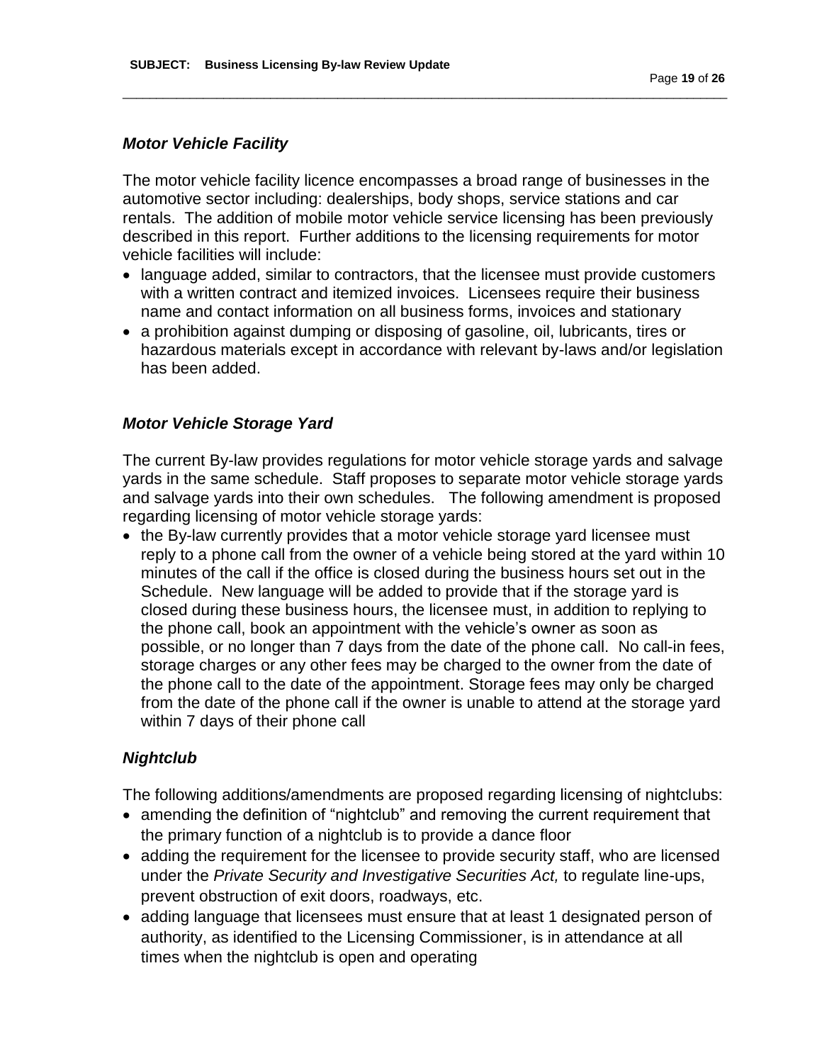### *Motor Vehicle Facility*

The motor vehicle facility licence encompasses a broad range of businesses in the automotive sector including: dealerships, body shops, service stations and car rentals. The addition of mobile motor vehicle service licensing has been previously described in this report. Further additions to the licensing requirements for motor vehicle facilities will include:

- language added, similar to contractors, that the licensee must provide customers with a written contract and itemized invoices. Licensees require their business name and contact information on all business forms, invoices and stationary
- a prohibition against dumping or disposing of gasoline, oil, lubricants, tires or hazardous materials except in accordance with relevant by-laws and/or legislation has been added.

### *Motor Vehicle Storage Yard*

The current By-law provides regulations for motor vehicle storage yards and salvage yards in the same schedule. Staff proposes to separate motor vehicle storage yards and salvage yards into their own schedules. The following amendment is proposed regarding licensing of motor vehicle storage yards:

- the By-law currently provides that a motor vehicle storage yard licensee must reply to a phone call from the owner of a vehicle being stored at the yard within 10 minutes of the call if the office is closed during the business hours set out in the Schedule. New language will be added to provide that if the storage yard is closed during these business hours, the licensee must, in addition to replying to the phone call, book an appointment with the vehicle's owner as soon as possible, or no longer than 7 days from the date of the phone call. No call-in fees, storage charges or any other fees may be charged to the owner from the date of the phone call to the date of the appointment. Storage fees may only be charged from the date of the phone call if the owner is unable to attend at the storage yard within 7 days of their phone call

### *Nightclub*

The following additions/amendments are proposed regarding licensing of nightclubs:

- amending the definition of "nightclub" and removing the current requirement that the primary function of a nightclub is to provide a dance floor
- adding the requirement for the licensee to provide security staff, who are licensed under the *Private Security and Investigative Securities Act,* to regulate line-ups, prevent obstruction of exit doors, roadways, etc.
- adding language that licensees must ensure that at least 1 designated person of authority, as identified to the Licensing Commissioner, is in attendance at all times when the nightclub is open and operating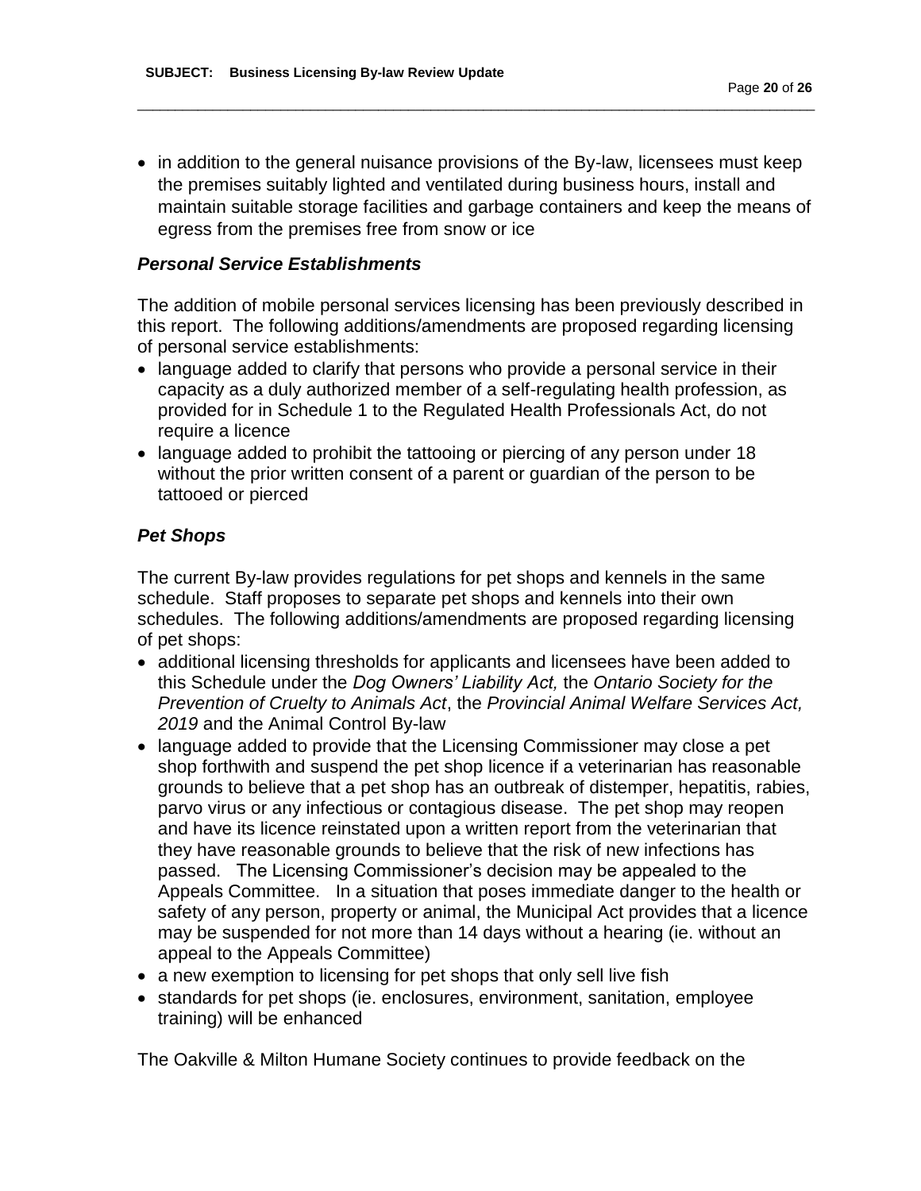- in addition to the general nuisance provisions of the By-law, licensees must keep the premises suitably lighted and ventilated during business hours, install and maintain suitable storage facilities and garbage containers and keep the means of egress from the premises free from snow or ice

### *Personal Service Establishments*

The addition of mobile personal services licensing has been previously described in this report. The following additions/amendments are proposed regarding licensing of personal service establishments:

- language added to clarify that persons who provide a personal service in their capacity as a duly authorized member of a self-regulating health profession, as provided for in Schedule 1 to the Regulated Health Professionals Act, do not require a licence
- language added to prohibit the tattooing or piercing of any person under 18 without the prior written consent of a parent or guardian of the person to be tattooed or pierced

### *Pet Shops*

The current By-law provides regulations for pet shops and kennels in the same schedule. Staff proposes to separate pet shops and kennels into their own schedules. The following additions/amendments are proposed regarding licensing of pet shops:

- additional licensing thresholds for applicants and licensees have been added to this Schedule under the *Dog Owners' Liability Act,* the *Ontario Society for the Prevention of Cruelty to Animals Act*, the *Provincial Animal Welfare Services Act, 2019* and the Animal Control By-law
- language added to provide that the Licensing Commissioner may close a pet shop forthwith and suspend the pet shop licence if a veterinarian has reasonable grounds to believe that a pet shop has an outbreak of distemper, hepatitis, rabies, parvo virus or any infectious or contagious disease. The pet shop may reopen and have its licence reinstated upon a written report from the veterinarian that they have reasonable grounds to believe that the risk of new infections has passed. The Licensing Commissioner's decision may be appealed to the Appeals Committee. In a situation that poses immediate danger to the health or safety of any person, property or animal, the Municipal Act provides that a licence may be suspended for not more than 14 days without a hearing (ie. without an appeal to the Appeals Committee)
- a new exemption to licensing for pet shops that only sell live fish
- standards for pet shops (ie. enclosures, environment, sanitation, employee training) will be enhanced

The Oakville & Milton Humane Society continues to provide feedback on the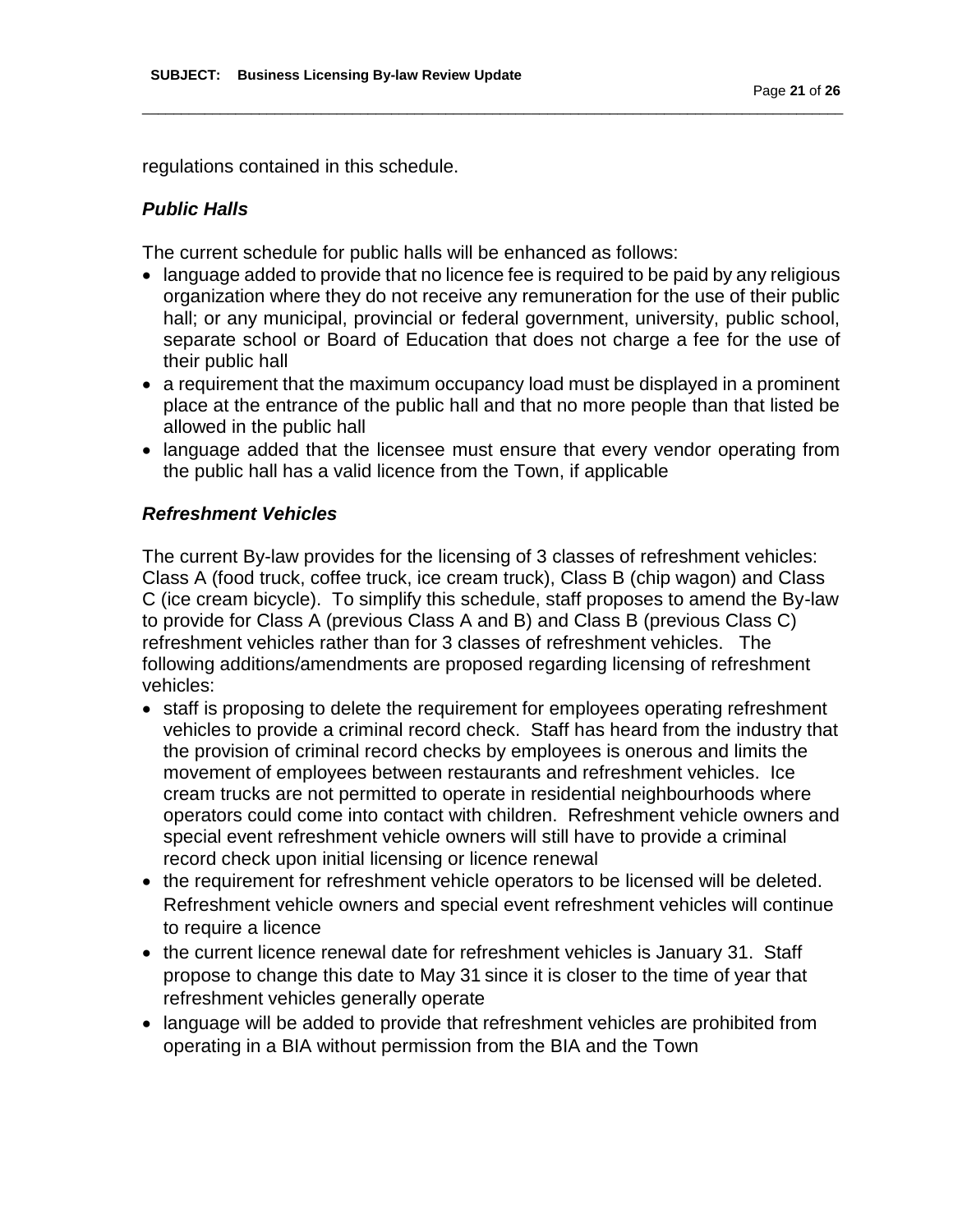regulations contained in this schedule.

### *Public Halls*

The current schedule for public halls will be enhanced as follows:

- language added to provide that no licence fee is required to be paid by any religious organization where they do not receive any remuneration for the use of their public hall; or any municipal, provincial or federal government, university, public school, separate school or Board of Education that does not charge a fee for the use of their public hall
- a requirement that the maximum occupancy load must be displayed in a prominent place at the entrance of the public hall and that no more people than that listed be allowed in the public hall
- language added that the licensee must ensure that every vendor operating from the public hall has a valid licence from the Town, if applicable

### *Refreshment Vehicles*

The current By-law provides for the licensing of 3 classes of refreshment vehicles: Class A (food truck, coffee truck, ice cream truck), Class B (chip wagon) and Class C (ice cream bicycle). To simplify this schedule, staff proposes to amend the By-law to provide for Class A (previous Class A and B) and Class B (previous Class C) refreshment vehicles rather than for 3 classes of refreshment vehicles. The following additions/amendments are proposed regarding licensing of refreshment vehicles:

- staff is proposing to delete the requirement for employees operating refreshment vehicles to provide a criminal record check. Staff has heard from the industry that the provision of criminal record checks by employees is onerous and limits the movement of employees between restaurants and refreshment vehicles. Ice cream trucks are not permitted to operate in residential neighbourhoods where operators could come into contact with children. Refreshment vehicle owners and special event refreshment vehicle owners will still have to provide a criminal record check upon initial licensing or licence renewal
- the requirement for refreshment vehicle operators to be licensed will be deleted. Refreshment vehicle owners and special event refreshment vehicles will continue to require a licence
- the current licence renewal date for refreshment vehicles is January 31. Staff propose to change this date to May 31 since it is closer to the time of year that refreshment vehicles generally operate
- language will be added to provide that refreshment vehicles are prohibited from operating in a BIA without permission from the BIA and the Town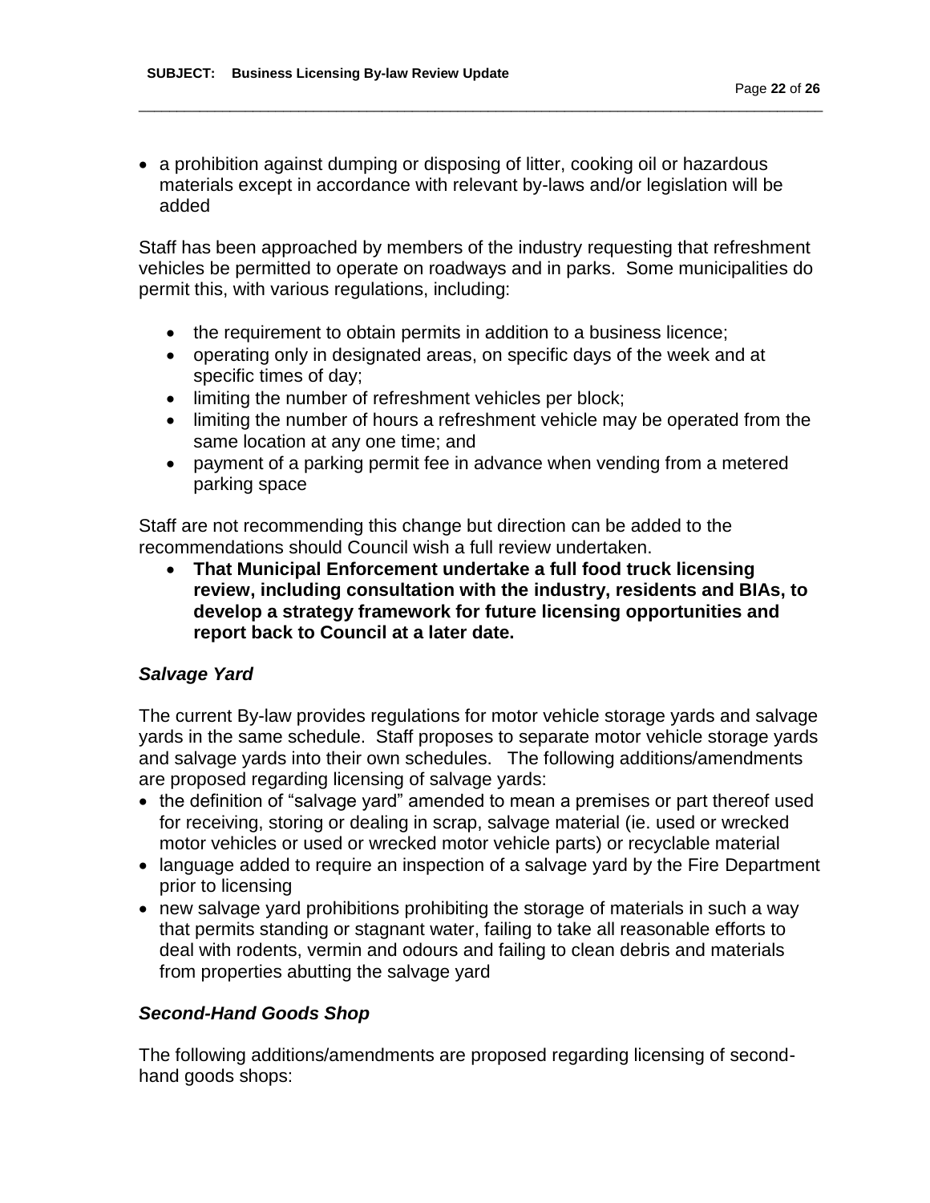- a prohibition against dumping or disposing of litter, cooking oil or hazardous materials except in accordance with relevant by-laws and/or legislation will be added

Staff has been approached by members of the industry requesting that refreshment vehicles be permitted to operate on roadways and in parks. Some municipalities do permit this, with various regulations, including:

- the requirement to obtain permits in addition to a business licence;
- operating only in designated areas, on specific days of the week and at specific times of day;
- limiting the number of refreshment vehicles per block;
- limiting the number of hours a refreshment vehicle may be operated from the same location at any one time; and
- payment of a parking permit fee in advance when vending from a metered parking space

Staff are not recommending this change but direction can be added to the recommendations should Council wish a full review undertaken.

- **That Municipal Enforcement undertake a full food truck licensing review, including consultation with the industry, residents and BIAs, to develop a strategy framework for future licensing opportunities and report back to Council at a later date.**

### *Salvage Yard*

The current By-law provides regulations for motor vehicle storage yards and salvage yards in the same schedule. Staff proposes to separate motor vehicle storage yards and salvage yards into their own schedules. The following additions/amendments are proposed regarding licensing of salvage yards:

- the definition of "salvage yard" amended to mean a premises or part thereof used for receiving, storing or dealing in scrap, salvage material (ie. used or wrecked motor vehicles or used or wrecked motor vehicle parts) or recyclable material
- language added to require an inspection of a salvage yard by the Fire Department prior to licensing
- new salvage yard prohibitions prohibiting the storage of materials in such a way that permits standing or stagnant water, failing to take all reasonable efforts to deal with rodents, vermin and odours and failing to clean debris and materials from properties abutting the salvage yard

### *Second-Hand Goods Shop*

The following additions/amendments are proposed regarding licensing of second-hand goods shops: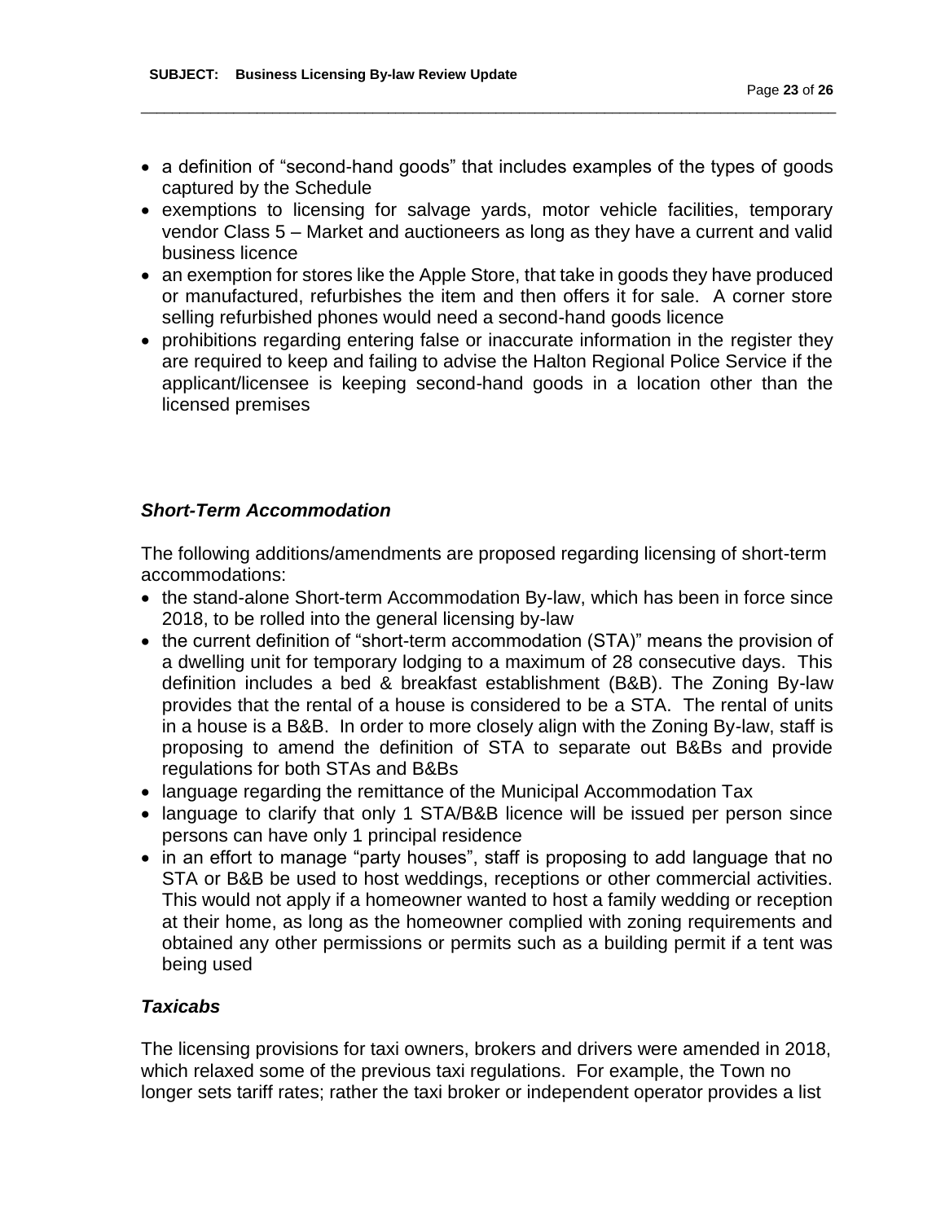- a definition of "second-hand goods" that includes examples of the types of goods captured by the Schedule
- exemptions to licensing for salvage yards, motor vehicle facilities, temporary vendor Class 5 – Market and auctioneers as long as they have a current and valid business licence
- an exemption for stores like the Apple Store, that take in goods they have produced or manufactured, refurbishes the item and then offers it for sale. A corner store selling refurbished phones would need a second-hand goods licence
- prohibitions regarding entering false or inaccurate information in the register they are required to keep and failing to advise the Halton Regional Police Service if the applicant/licensee is keeping second-hand goods in a location other than the licensed premises

### *Short-Term Accommodation*

The following additions/amendments are proposed regarding licensing of short-term accommodations:

- the stand-alone Short-term Accommodation By-law, which has been in force since 2018, to be rolled into the general licensing by-law
- the current definition of "short-term accommodation (STA)" means the provision of a dwelling unit for temporary lodging to a maximum of 28 consecutive days. This definition includes a bed & breakfast establishment (B&B). The Zoning By-law provides that the rental of a house is considered to be a STA. The rental of units in a house is a B&B. In order to more closely align with the Zoning By-law, staff is proposing to amend the definition of STA to separate out B&Bs and provide regulations for both STAs and B&Bs
- language regarding the remittance of the Municipal Accommodation Tax
- language to clarify that only 1 STA/B&B licence will be issued per person since persons can have only 1 principal residence
- in an effort to manage "party houses", staff is proposing to add language that no STA or B&B be used to host weddings, receptions or other commercial activities. This would not apply if a homeowner wanted to host a family wedding or reception at their home, as long as the homeowner complied with zoning requirements and obtained any other permissions or permits such as a building permit if a tent was being used

### *Taxicabs*

The licensing provisions for taxi owners, brokers and drivers were amended in 2018, which relaxed some of the previous taxi regulations. For example, the Town no longer sets tariff rates; rather the taxi broker or independent operator provides a list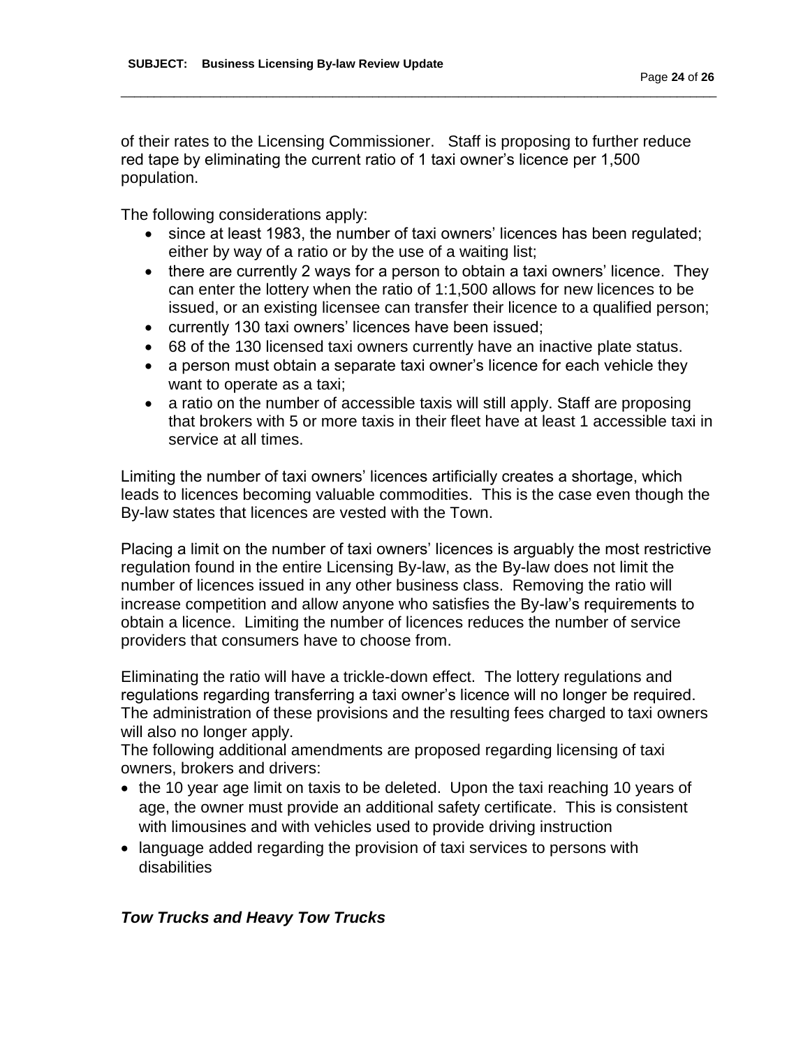of their rates to the Licensing Commissioner. Staff is proposing to further reduce red tape by eliminating the current ratio of 1 taxi owner's licence per 1,500 population.

The following considerations apply:

- since at least 1983, the number of taxi owners' licences has been regulated; either by way of a ratio or by the use of a waiting list;
- there are currently 2 ways for a person to obtain a taxi owners' licence. They can enter the lottery when the ratio of 1:1,500 allows for new licences to be issued, or an existing licensee can transfer their licence to a qualified person;
- currently 130 taxi owners' licences have been issued;
- 68 of the 130 licensed taxi owners currently have an inactive plate status.
- a person must obtain a separate taxi owner's licence for each vehicle they want to operate as a taxi;
- a ratio on the number of accessible taxis will still apply. Staff are proposing that brokers with 5 or more taxis in their fleet have at least 1 accessible taxi in service at all times.

Limiting the number of taxi owners' licences artificially creates a shortage, which leads to licences becoming valuable commodities. This is the case even though the By-law states that licences are vested with the Town.

Placing a limit on the number of taxi owners' licences is arguably the most restrictive regulation found in the entire Licensing By-law, as the By-law does not limit the number of licences issued in any other business class. Removing the ratio will increase competition and allow anyone who satisfies the By-law's requirements to obtain a licence. Limiting the number of licences reduces the number of service providers that consumers have to choose from.

Eliminating the ratio will have a trickle-down effect. The lottery regulations and regulations regarding transferring a taxi owner's licence will no longer be required. The administration of these provisions and the resulting fees charged to taxi owners will also no longer apply.

The following additional amendments are proposed regarding licensing of taxi owners, brokers and drivers:

- the 10 year age limit on taxis to be deleted. Upon the taxi reaching 10 years of age, the owner must provide an additional safety certificate. This is consistent with limousines and with vehicles used to provide driving instruction
- language added regarding the provision of taxi services to persons with disabilities

### *Tow Trucks and Heavy Tow Trucks*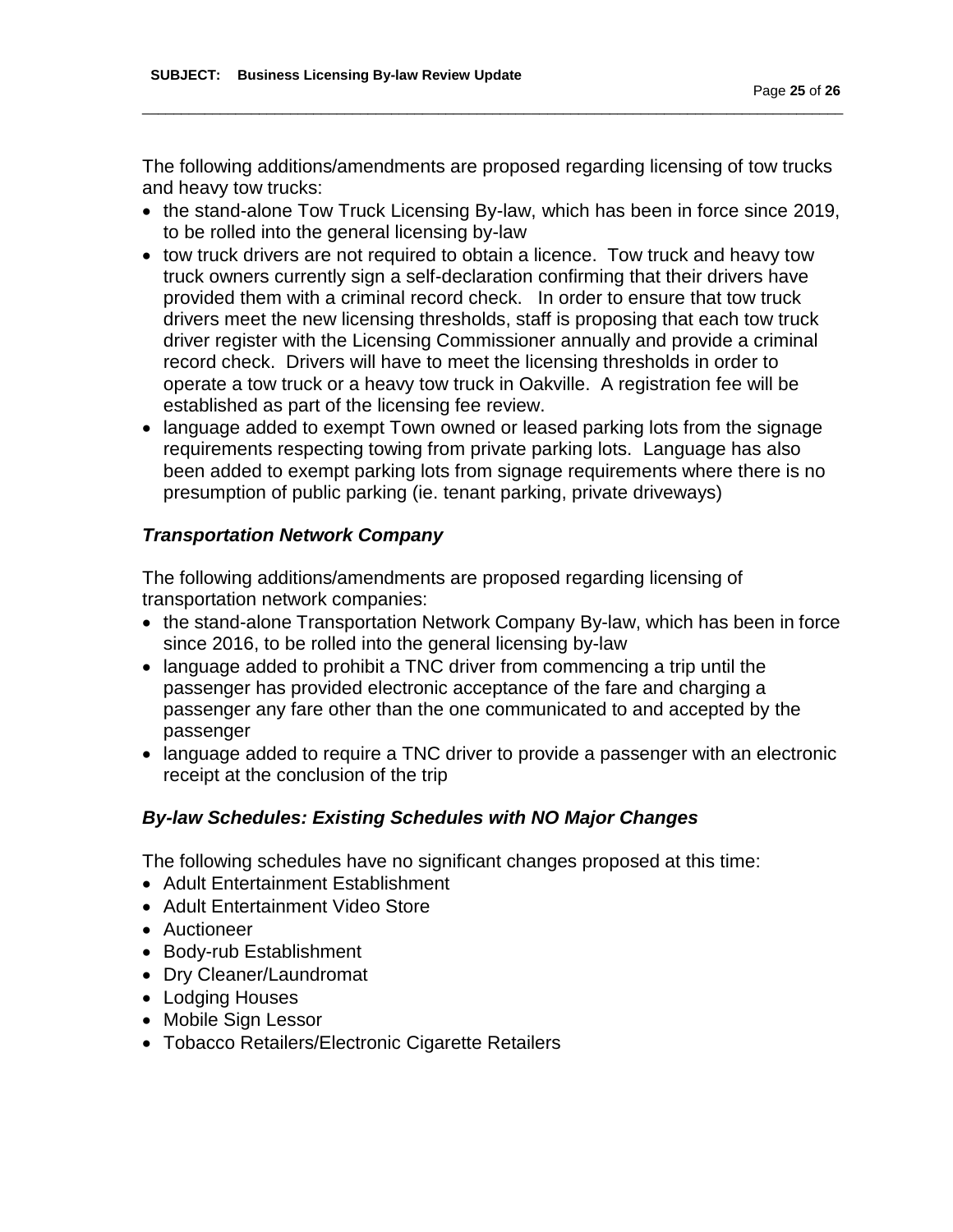The following additions/amendments are proposed regarding licensing of tow trucks and heavy tow trucks:

- the stand-alone Tow Truck Licensing By-law, which has been in force since 2019, to be rolled into the general licensing by-law
- tow truck drivers are not required to obtain a licence. Tow truck and heavy tow truck owners currently sign a self-declaration confirming that their drivers have provided them with a criminal record check. In order to ensure that tow truck drivers meet the new licensing thresholds, staff is proposing that each tow truck driver register with the Licensing Commissioner annually and provide a criminal record check. Drivers will have to meet the licensing thresholds in order to operate a tow truck or a heavy tow truck in Oakville. A registration fee will be established as part of the licensing fee review.
- language added to exempt Town owned or leased parking lots from the signage requirements respecting towing from private parking lots. Language has also been added to exempt parking lots from signage requirements where there is no presumption of public parking (ie. tenant parking, private driveways)

### *Transportation Network Company*

The following additions/amendments are proposed regarding licensing of transportation network companies:

- the stand-alone Transportation Network Company By-law, which has been in force since 2016, to be rolled into the general licensing by-law
- language added to prohibit a TNC driver from commencing a trip until the passenger has provided electronic acceptance of the fare and charging a passenger any fare other than the one communicated to and accepted by the passenger
- language added to require a TNC driver to provide a passenger with an electronic receipt at the conclusion of the trip

### *By-law Schedules: Existing Schedules with NO Major Changes*

The following schedules have no significant changes proposed at this time:

- Adult Entertainment Establishment
- Adult Entertainment Video Store
- Auctioneer
- Body-rub Establishment
- Dry Cleaner/Laundromat
- Lodging Houses
- Mobile Sign Lessor
- Tobacco Retailers/Electronic Cigarette Retailers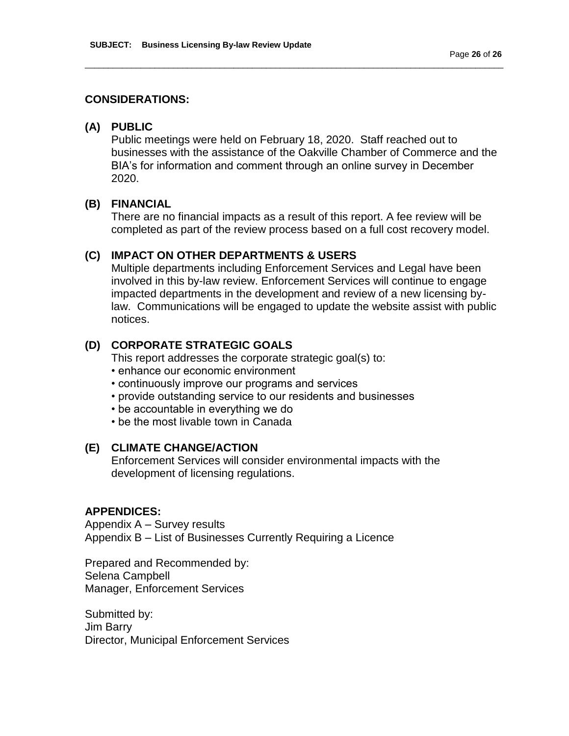## CONSIDERATIONS:

### (A) PUBLIC

Public meetings were held on February 18, 2020. Staff reached out to businesses with the assistance of the Oakville Chamber of Commerce and the BIA's for information and comment through an online survey in December 2020.

### (B) FINANCIAL

There are no financial impacts as a result of this report. A fee review will be completed as part of the review process based on a full cost recovery model.

### (C) IMPACT ON OTHER DEPARTMENTS & USERS

Multiple departments including Enforcement Services and Legal have been involved in this by-law review. Enforcement Services will continue to engage impacted departments in the development and review of a new licensing by-law. Communications will be engaged to update the website assist with public notices.

### (D) CORPORATE STRATEGIC GOALS

This report addresses the corporate strategic goal(s) to:

- enhance our economic environment
- continuously improve our programs and services
- provide outstanding service to our residents and businesses
- be accountable in everything we do
- be the most livable town in Canada

### (E) CLIMATE CHANGE/ACTION

Enforcement Services will consider environmental impacts with the development of licensing regulations.

## APPENDICES:

Appendix A – Survey results
Appendix B – List of Businesses Currently Requiring a Licence

Prepared and Recommended by:
Selena Campbell
Manager, Enforcement Services

Submitted by:
Jim Barry
Director, Municipal Enforcement Services